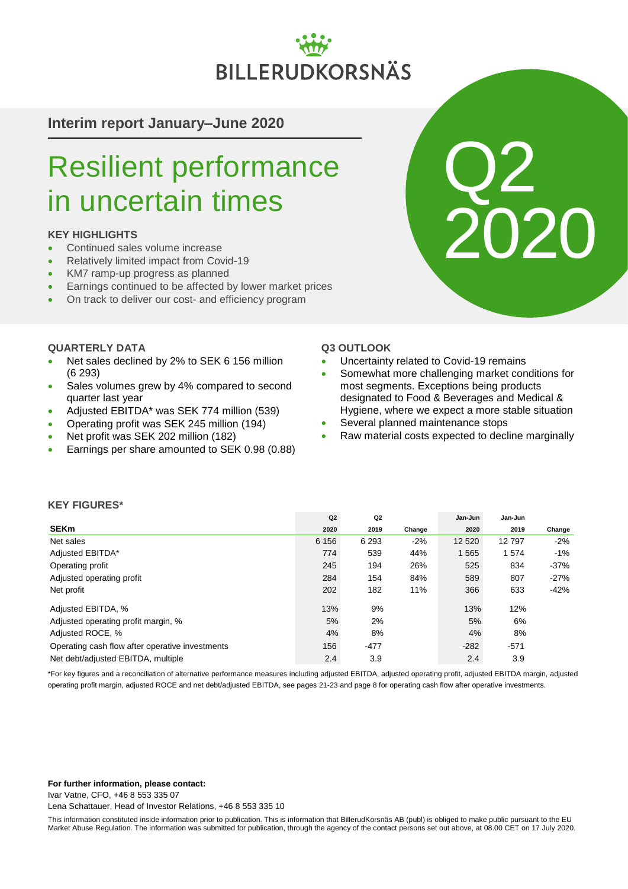BILLERUDKORSNÄS

**Interim report January–June 2020**

# Resilient performance in uncertain times

Q2 2020

### KEY HIGHLIGHTS

- Continued sales volume increase
- Relatively limited impact from Covid-19
- KM7 ramp-up progress as planned
- Earnings continued to be affected by lower market prices
- On track to deliver our cost- and efficiency program

### QUARTERLY DATA

- Net sales declined by 2% to SEK 6 156 million (6 293)
- Sales volumes grew by 4% compared to second quarter last year
- Adjusted EBITDA* was SEK 774 million (539)
- Operating profit was SEK 245 million (194)
- Net profit was SEK 202 million (182)
- Earnings per share amounted to SEK 0.98 (0.88)

### Q3 OUTLOOK

- Uncertainty related to Covid-19 remains
- Somewhat more challenging market conditions for most segments. Exceptions being products designated to Food & Beverages and Medical & Hygiene, where we expect a more stable situation
- Several planned maintenance stops
- Raw material costs expected to decline marginally

### KEY FIGURES*

| SEKm | Q2 2020 | Q2 2019 | Change | Jan-Jun 2020 | Jan-Jun 2019 | Change |
|---|---|---|---|---|---|---|
| Net sales | 6 156 | 6 293 | -2% | 12 520 | 12 797 | -2% |
| Adjusted EBITDA* | 774 | 539 | 44% | 1 565 | 1 574 | -1% |
| Operating profit | 245 | 194 | 26% | 525 | 834 | -37% |
| Adjusted operating profit | 284 | 154 | 84% | 589 | 807 | -27% |
| Net profit | 202 | 182 | 11% | 366 | 633 | -42% |
| Adjusted EBITDA, % | 13% | 9% | | 13% | 12% | |
| Adjusted operating profit margin, % | 5% | 2% | | 5% | 6% | |
| Adjusted ROCE, % | 4% | 8% | | 4% | 8% | |
| Operating cash flow after operative investments | 156 | -477 | | -282 | -571 | |
| Net debt/adjusted EBITDA, multiple | 2.4 | 3.9 | | 2.4 | 3.9 | |

*For key figures and a reconciliation of alternative performance measures including adjusted EBITDA, adjusted operating profit, adjusted EBITDA margin, adjusted operating profit margin, adjusted ROCE and net debt/adjusted EBITDA, see pages 21-23 and page 8 for operating cash flow after operative investments.

**For further information, please contact:**

Ivar Vatne, CFO, +46 8 553 335 07

Lena Schattauer, Head of Investor Relations, +46 8 553 335 10

This information constituted inside information prior to publication. This is information that BillerudKorsnäs AB (publ) is obliged to make public pursuant to the EU Market Abuse Regulation. The information was submitted for publication, through the agency of the contact persons set out above, at 08.00 CET on 17 July 2020.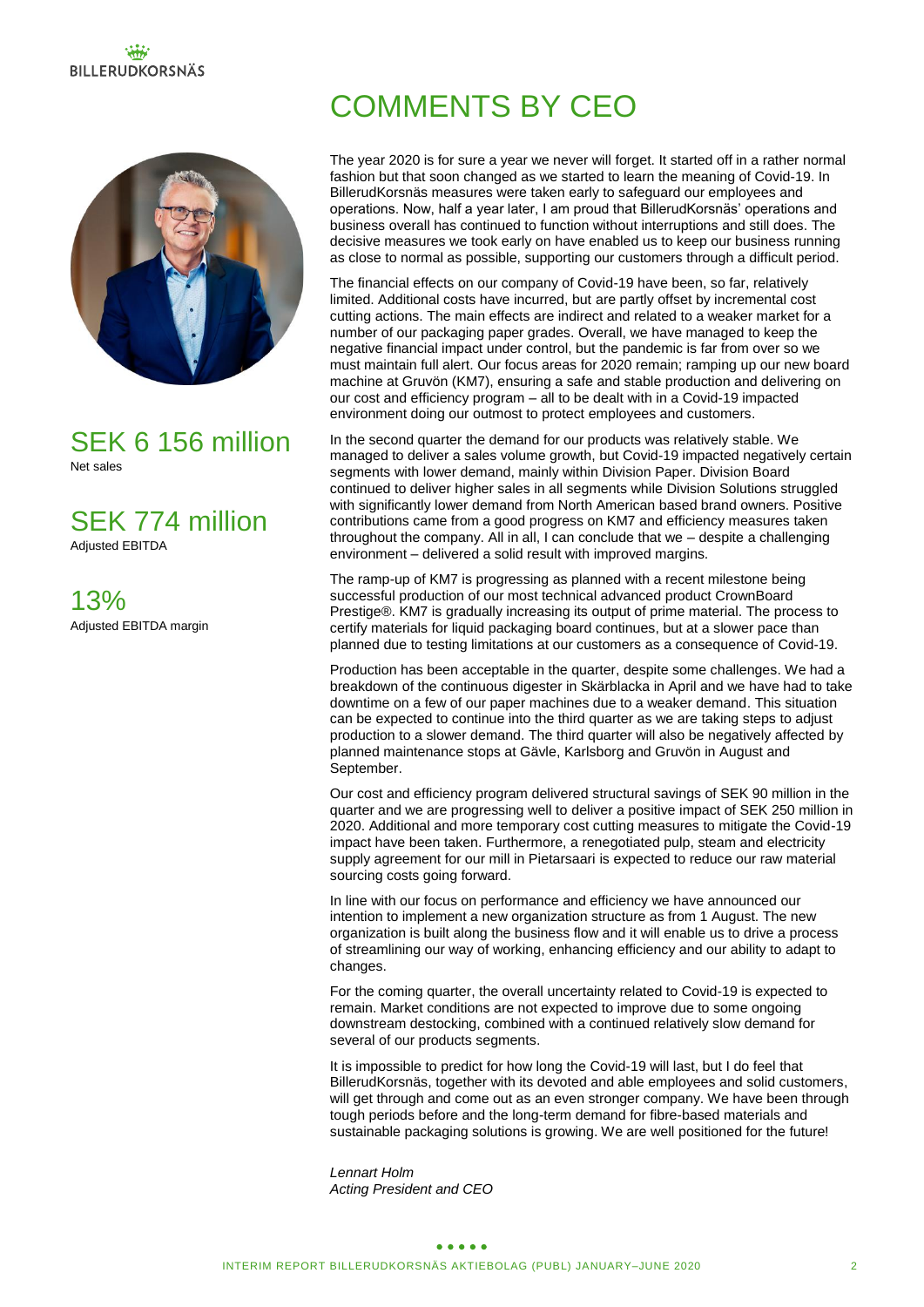SEK 6 156 million
Net sales

SEK 774 million
Adjusted EBITDA

13%
Adjusted EBITDA margin

# COMMENTS BY CEO

The year 2020 is for sure a year we never will forget. It started off in a rather normal fashion but that soon changed as we started to learn the meaning of Covid-19. In BillerudKorsnäs measures were taken early to safeguard our employees and operations. Now, half a year later, I am proud that BillerudKorsnäs' operations and business overall has continued to function without interruptions and still does. The decisive measures we took early on have enabled us to keep our business running as close to normal as possible, supporting our customers through a difficult period.

The financial effects on our company of Covid-19 have been, so far, relatively limited. Additional costs have incurred, but are partly offset by incremental cost cutting actions. The main effects are indirect and related to a weaker market for a number of our packaging paper grades. Overall, we have managed to keep the negative financial impact under control, but the pandemic is far from over so we must maintain full alert. Our focus areas for 2020 remain; ramping up our new board machine at Gruvön (KM7), ensuring a safe and stable production and delivering on our cost and efficiency program – all to be dealt with in a Covid-19 impacted environment doing our outmost to protect employees and customers.

In the second quarter the demand for our products was relatively stable. We managed to deliver a sales volume growth, but Covid-19 impacted negatively certain segments with lower demand, mainly within Division Paper. Division Board continued to deliver higher sales in all segments while Division Solutions struggled with significantly lower demand from North American based brand owners. Positive contributions came from a good progress on KM7 and efficiency measures taken throughout the company. All in all, I can conclude that we – despite a challenging environment – delivered a solid result with improved margins.

The ramp-up of KM7 is progressing as planned with a recent milestone being successful production of our most technical advanced product CrownBoard Prestige®. KM7 is gradually increasing its output of prime material. The process to certify materials for liquid packaging board continues, but at a slower pace than planned due to testing limitations at our customers as a consequence of Covid-19.

Production has been acceptable in the quarter, despite some challenges. We had a breakdown of the continuous digester in Skärblacka in April and we have had to take downtime on a few of our paper machines due to a weaker demand. This situation can be expected to continue into the third quarter as we are taking steps to adjust production to a slower demand. The third quarter will also be negatively affected by planned maintenance stops at Gävle, Karlsborg and Gruvön in August and September.

Our cost and efficiency program delivered structural savings of SEK 90 million in the quarter and we are progressing well to deliver a positive impact of SEK 250 million in 2020. Additional and more temporary cost cutting measures to mitigate the Covid-19 impact have been taken. Furthermore, a renegotiated pulp, steam and electricity supply agreement for our mill in Pietarsaari is expected to reduce our raw material sourcing costs going forward.

In line with our focus on performance and efficiency we have announced our intention to implement a new organization structure as from 1 August. The new organization is built along the business flow and it will enable us to drive a process of streamlining our way of working, enhancing efficiency and our ability to adapt to changes.

For the coming quarter, the overall uncertainty related to Covid-19 is expected to remain. Market conditions are not expected to improve due to some ongoing downstream destocking, combined with a continued relatively slow demand for several of our products segments.

It is impossible to predict for how long the Covid-19 will last, but I do feel that BillerudKorsnäs, together with its devoted and able employees and solid customers, will get through and come out as an even stronger company. We have been through tough periods before and the long-term demand for fibre-based materials and sustainable packaging solutions is growing. We are well positioned for the future!

*Lennart Holm*
*Acting President and CEO*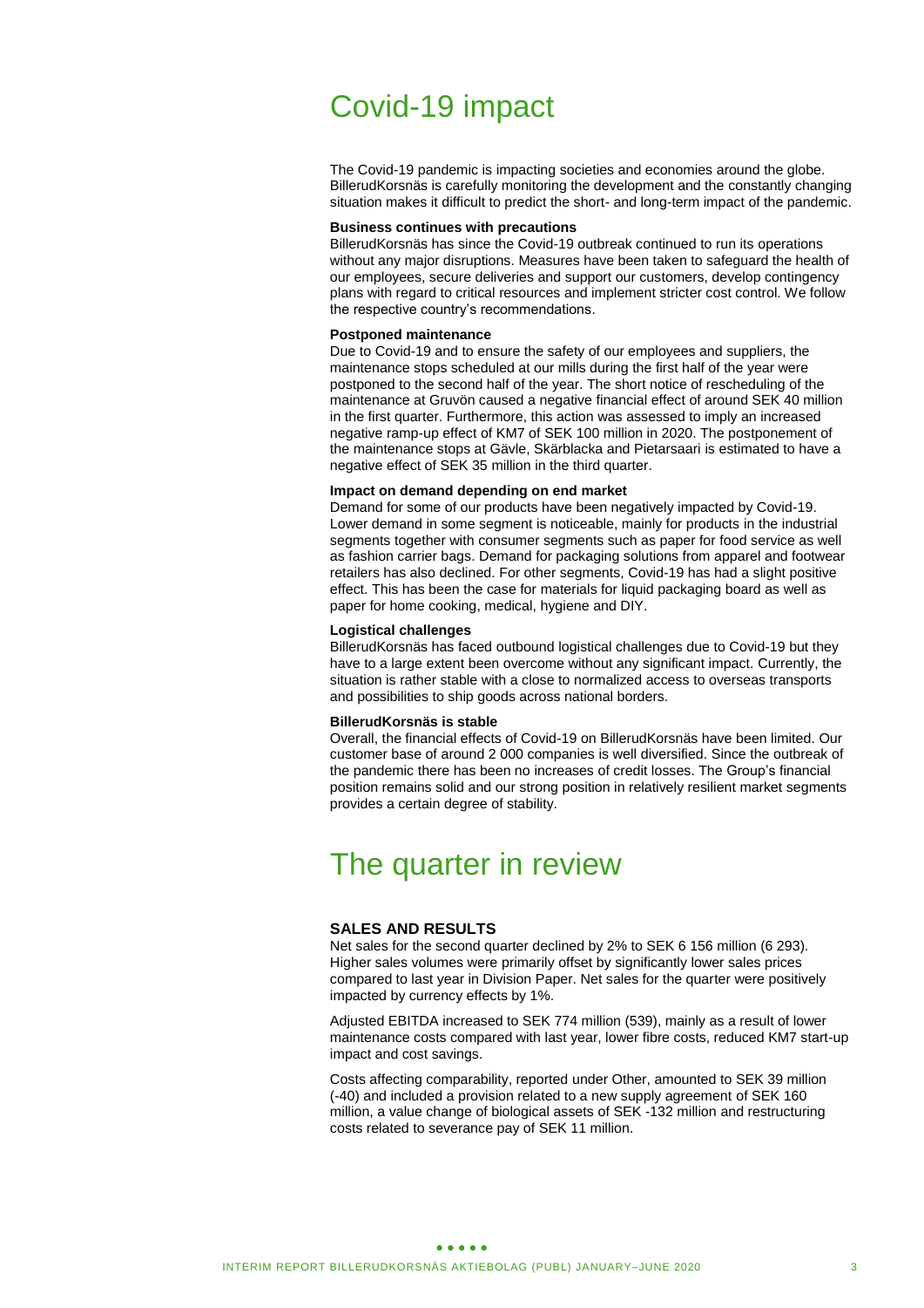# Covid-19 impact

The Covid-19 pandemic is impacting societies and economies around the globe. BillerudKorsnäs is carefully monitoring the development and the constantly changing situation makes it difficult to predict the short- and long-term impact of the pandemic.

**Business continues with precautions**

BillerudKorsnäs has since the Covid-19 outbreak continued to run its operations without any major disruptions. Measures have been taken to safeguard the health of our employees, secure deliveries and support our customers, develop contingency plans with regard to critical resources and implement stricter cost control. We follow the respective country's recommendations.

**Postponed maintenance**

Due to Covid-19 and to ensure the safety of our employees and suppliers, the maintenance stops scheduled at our mills during the first half of the year were postponed to the second half of the year. The short notice of rescheduling of the maintenance at Gruvön caused a negative financial effect of around SEK 40 million in the first quarter. Furthermore, this action was assessed to imply an increased negative ramp-up effect of KM7 of SEK 100 million in 2020. The postponement of the maintenance stops at Gävle, Skärblacka and Pietarsaari is estimated to have a negative effect of SEK 35 million in the third quarter.

**Impact on demand depending on end market**

Demand for some of our products have been negatively impacted by Covid-19. Lower demand in some segment is noticeable, mainly for products in the industrial segments together with consumer segments such as paper for food service as well as fashion carrier bags. Demand for packaging solutions from apparel and footwear retailers has also declined. For other segments, Covid-19 has had a slight positive effect. This has been the case for materials for liquid packaging board as well as paper for home cooking, medical, hygiene and DIY.

**Logistical challenges**

BillerudKorsnäs has faced outbound logistical challenges due to Covid-19 but they have to a large extent been overcome without any significant impact. Currently, the situation is rather stable with a close to normalized access to overseas transports and possibilities to ship goods across national borders.

**BillerudKorsnäs is stable**

Overall, the financial effects of Covid-19 on BillerudKorsnäs have been limited. Our customer base of around 2 000 companies is well diversified. Since the outbreak of the pandemic there has been no increases of credit losses. The Group's financial position remains solid and our strong position in relatively resilient market segments provides a certain degree of stability.

# The quarter in review

## SALES AND RESULTS

Net sales for the second quarter declined by 2% to SEK 6 156 million (6 293). Higher sales volumes were primarily offset by significantly lower sales prices compared to last year in Division Paper. Net sales for the quarter were positively impacted by currency effects by 1%.

Adjusted EBITDA increased to SEK 774 million (539), mainly as a result of lower maintenance costs compared with last year, lower fibre costs, reduced KM7 start-up impact and cost savings.

Costs affecting comparability, reported under Other, amounted to SEK 39 million (-40) and included a provision related to a new supply agreement of SEK 160 million, a value change of biological assets of SEK -132 million and restructuring costs related to severance pay of SEK 11 million.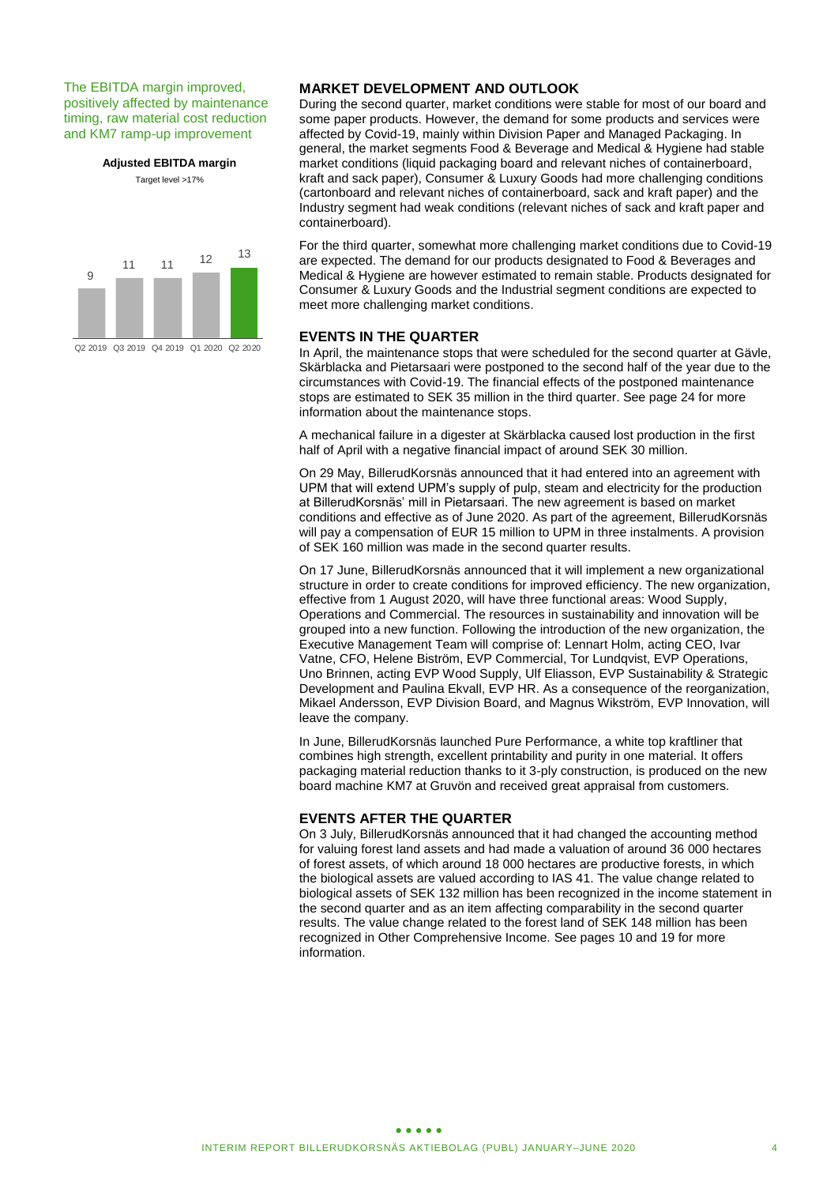The EBITDA margin improved, positively affected by maintenance timing, raw material cost reduction and KM7 ramp-up improvement

**Adjusted EBITDA margin**

Target level >17%

| Q2 2019 | Q3 2019 | Q4 2019 | Q1 2020 | Q2 2020 |
|---|---|---|---|---|
| 9 | 11 | 11 | 12 | 13 |

## MARKET DEVELOPMENT AND OUTLOOK

During the second quarter, market conditions were stable for most of our board and some paper products. However, the demand for some products and services were affected by Covid-19, mainly within Division Paper and Managed Packaging. In general, the market segments Food & Beverage and Medical & Hygiene had stable market conditions (liquid packaging board and relevant niches of containerboard, kraft and sack paper), Consumer & Luxury Goods had more challenging conditions (cartonboard and relevant niches of containerboard, sack and kraft paper) and the Industry segment had weak conditions (relevant niches of sack and kraft paper and containerboard).

For the third quarter, somewhat more challenging market conditions due to Covid-19 are expected. The demand for our products designated to Food & Beverages and Medical & Hygiene are however estimated to remain stable. Products designated for Consumer & Luxury Goods and the Industrial segment conditions are expected to meet more challenging market conditions.

## EVENTS IN THE QUARTER

In April, the maintenance stops that were scheduled for the second quarter at Gävle, Skärblacka and Pietarsaari were postponed to the second half of the year due to the circumstances with Covid-19. The financial effects of the postponed maintenance stops are estimated to SEK 35 million in the third quarter. See page 24 for more information about the maintenance stops.

A mechanical failure in a digester at Skärblacka caused lost production in the first half of April with a negative financial impact of around SEK 30 million.

On 29 May, BillerudKorsnäs announced that it had entered into an agreement with UPM that will extend UPM's supply of pulp, steam and electricity for the production at BillerudKorsnäs' mill in Pietarsaari. The new agreement is based on market conditions and effective as of June 2020. As part of the agreement, BillerudKorsnäs will pay a compensation of EUR 15 million to UPM in three instalments. A provision of SEK 160 million was made in the second quarter results.

On 17 June, BillerudKorsnäs announced that it will implement a new organizational structure in order to create conditions for improved efficiency. The new organization, effective from 1 August 2020, will have three functional areas: Wood Supply, Operations and Commercial. The resources in sustainability and innovation will be grouped into a new function. Following the introduction of the new organization, the Executive Management Team will comprise of: Lennart Holm, acting CEO, Ivar Vatne, CFO, Helene Biström, EVP Commercial, Tor Lundqvist, EVP Operations, Uno Brinnen, acting EVP Wood Supply, Ulf Eliasson, EVP Sustainability & Strategic Development and Paulina Ekvall, EVP HR. As a consequence of the reorganization, Mikael Andersson, EVP Division Board, and Magnus Wikström, EVP Innovation, will leave the company.

In June, BillerudKorsnäs launched Pure Performance, a white top kraftliner that combines high strength, excellent printability and purity in one material. It offers packaging material reduction thanks to it 3-ply construction, is produced on the new board machine KM7 at Gruvön and received great appraisal from customers.

## EVENTS AFTER THE QUARTER

On 3 July, BillerudKorsnäs announced that it had changed the accounting method for valuing forest land assets and had made a valuation of around 36 000 hectares of forest assets, of which around 18 000 hectares are productive forests, in which the biological assets are valued according to IAS 41. The value change related to biological assets of SEK 132 million has been recognized in the income statement in the second quarter and as an item affecting comparability in the second quarter results. The value change related to the forest land of SEK 148 million has been recognized in Other Comprehensive Income. See pages 10 and 19 for more information.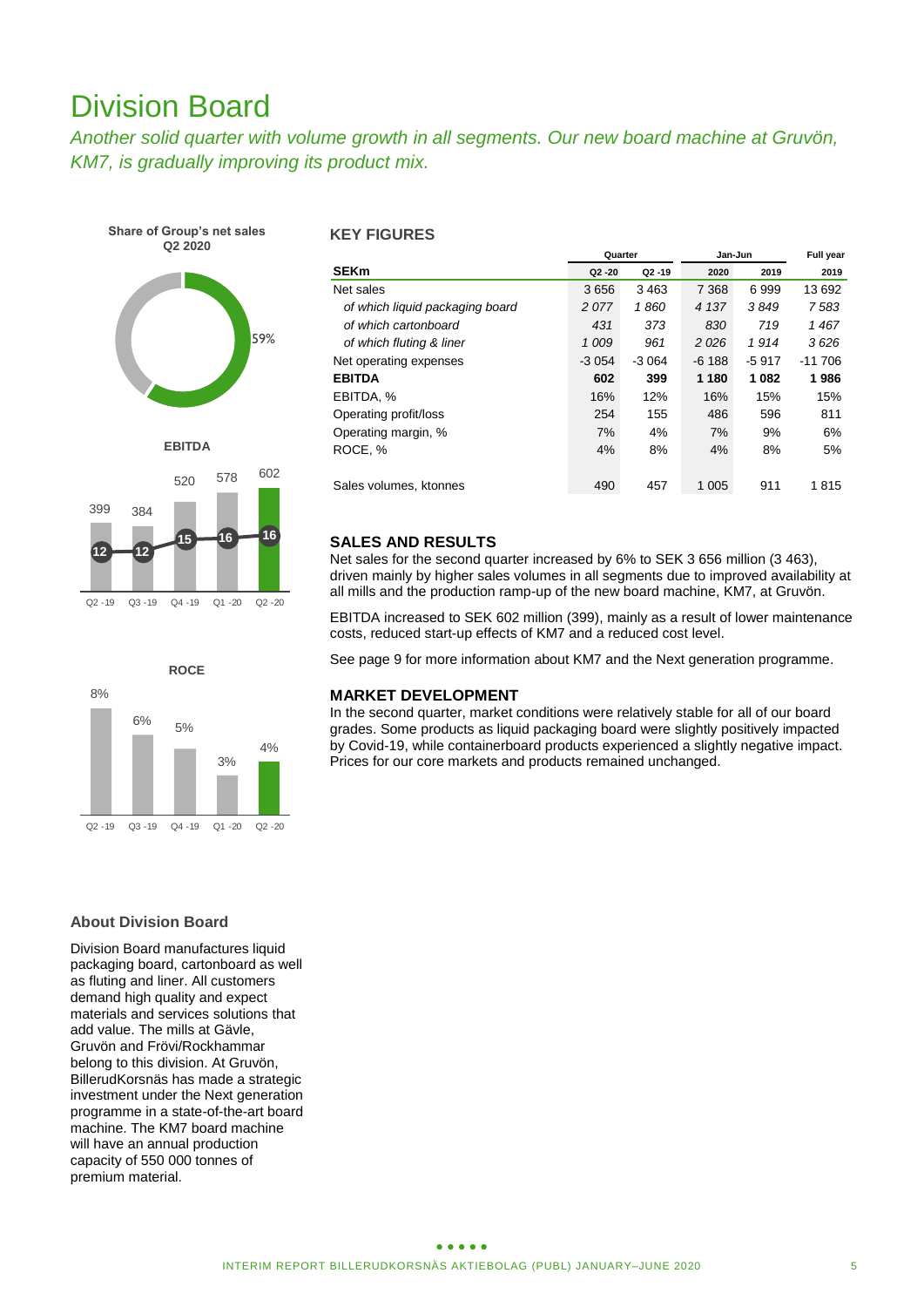# Division Board

*Another solid quarter with volume growth in all segments. Our new board machine at Gruvön, KM7, is gradually improving its product mix.*

**Share of Group's net sales Q2 2020**

59%

**EBITDA**

| | Q2 -19 | Q3 -19 | Q4 -19 | Q1 -20 | Q2 -20 |
|---|---|---|---|---|---|
| EBITDA | 399 | 384 | 520 | 578 | 602 |
| EBITDA, % | 12 | 12 | 15 | 16 | 16 |

**ROCE**

| Q2 -19 | Q3 -19 | Q4 -19 | Q1 -20 | Q2 -20 |
|---|---|---|---|---|
| 8% | 6% | 5% | 3% | 4% |

### KEY FIGURES

| | Quarter | | Jan-Jun | | Full year |
|---|---|---|---|---|---|
| **SEKm** | **Q2 -20** | **Q2 -19** | **2020** | **2019** | **2019** |
| Net sales | 3 656 | 3 463 | 7 368 | 6 999 | 13 692 |
| *of which liquid packaging board* | *2 077* | *1 860* | *4 137* | *3 849* | *7 583* |
| *of which cartonboard* | *431* | *373* | *830* | *719* | *1 467* |
| *of which fluting & liner* | *1 009* | *961* | *2 026* | *1 914* | *3 626* |
| Net operating expenses | -3 054 | -3 064 | -6 188 | -5 917 | -11 706 |
| **EBITDA** | **602** | **399** | **1 180** | **1 082** | **1 986** |
| EBITDA, % | 16% | 12% | 16% | 15% | 15% |
| Operating profit/loss | 254 | 155 | 486 | 596 | 811 |
| Operating margin, % | 7% | 4% | 7% | 9% | 6% |
| ROCE, % | 4% | 8% | 4% | 8% | 5% |
| | | | | | |
| Sales volumes, ktonnes | 490 | 457 | 1 005 | 911 | 1 815 |

### SALES AND RESULTS

Net sales for the second quarter increased by 6% to SEK 3 656 million (3 463), driven mainly by higher sales volumes in all segments due to improved availability at all mills and the production ramp-up of the new board machine, KM7, at Gruvön.

EBITDA increased to SEK 602 million (399), mainly as a result of lower maintenance costs, reduced start-up effects of KM7 and a reduced cost level.

See page 9 for more information about KM7 and the Next generation programme.

### MARKET DEVELOPMENT

In the second quarter, market conditions were relatively stable for all of our board grades. Some products as liquid packaging board were slightly positively impacted by Covid-19, while containerboard products experienced a slightly negative impact. Prices for our core markets and products remained unchanged.

### About Division Board

Division Board manufactures liquid packaging board, cartonboard as well as fluting and liner. All customers demand high quality and expect materials and services solutions that add value. The mills at Gävle, Gruvön and Frövi/Rockhammar belong to this division. At Gruvön, BillerudKorsnäs has made a strategic investment under the Next generation programme in a state-of-the-art board machine. The KM7 board machine will have an annual production capacity of 550 000 tonnes of premium material.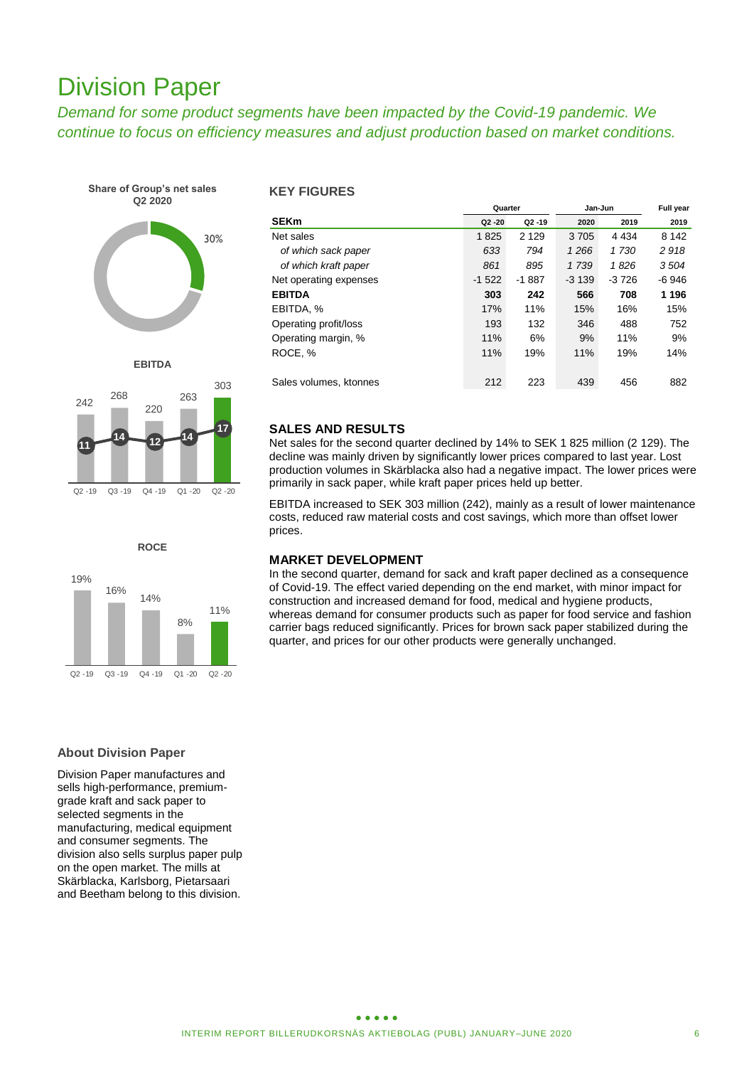# Division Paper

*Demand for some product segments have been impacted by the Covid-19 pandemic. We continue to focus on efficiency measures and adjust production based on market conditions.*

**Share of Group's net sales Q2 2020**

30%

**EBITDA**

| | Q2 -19 | Q3 -19 | Q4 -19 | Q1 -20 | Q2 -20 |
|---|---|---|---|---|---|
| EBITDA | 242 | 268 | 220 | 263 | 303 |
| EBITDA, % | 11 | 14 | 12 | 14 | 17 |

**ROCE**

| Q2 -19 | Q3 -19 | Q4 -19 | Q1 -20 | Q2 -20 |
|---|---|---|---|---|
| 19% | 16% | 14% | 8% | 11% |

### KEY FIGURES

| | Quarter | | Jan-Jun | | Full year |
|---|---|---|---|---|---|
| **SEKm** | **Q2 -20** | **Q2 -19** | **2020** | **2019** | **2019** |
| Net sales | 1 825 | 2 129 | 3 705 | 4 434 | 8 142 |
| *of which sack paper* | *633* | *794* | *1 266* | *1 730* | *2 918* |
| *of which kraft paper* | *861* | *895* | *1 739* | *1 826* | *3 504* |
| Net operating expenses | -1 522 | -1 887 | -3 139 | -3 726 | -6 946 |
| **EBITDA** | **303** | **242** | **566** | **708** | **1 196** |
| EBITDA, % | 17% | 11% | 15% | 16% | 15% |
| Operating profit/loss | 193 | 132 | 346 | 488 | 752 |
| Operating margin, % | 11% | 6% | 9% | 11% | 9% |
| ROCE, % | 11% | 19% | 11% | 19% | 14% |
| Sales volumes, ktonnes | 212 | 223 | 439 | 456 | 882 |

### SALES AND RESULTS

Net sales for the second quarter declined by 14% to SEK 1 825 million (2 129). The decline was mainly driven by significantly lower prices compared to last year. Lost production volumes in Skärblacka also had a negative impact. The lower prices were primarily in sack paper, while kraft paper prices held up better.

EBITDA increased to SEK 303 million (242), mainly as a result of lower maintenance costs, reduced raw material costs and cost savings, which more than offset lower prices.

### MARKET DEVELOPMENT

In the second quarter, demand for sack and kraft paper declined as a consequence of Covid-19. The effect varied depending on the end market, with minor impact for construction and increased demand for food, medical and hygiene products, whereas demand for consumer products such as paper for food service and fashion carrier bags reduced significantly. Prices for brown sack paper stabilized during the quarter, and prices for our other products were generally unchanged.

### About Division Paper

Division Paper manufactures and sells high-performance, premium-grade kraft and sack paper to selected segments in the manufacturing, medical equipment and consumer segments. The division also sells surplus paper pulp on the open market. The mills at Skärblacka, Karlsborg, Pietarsaari and Beetham belong to this division.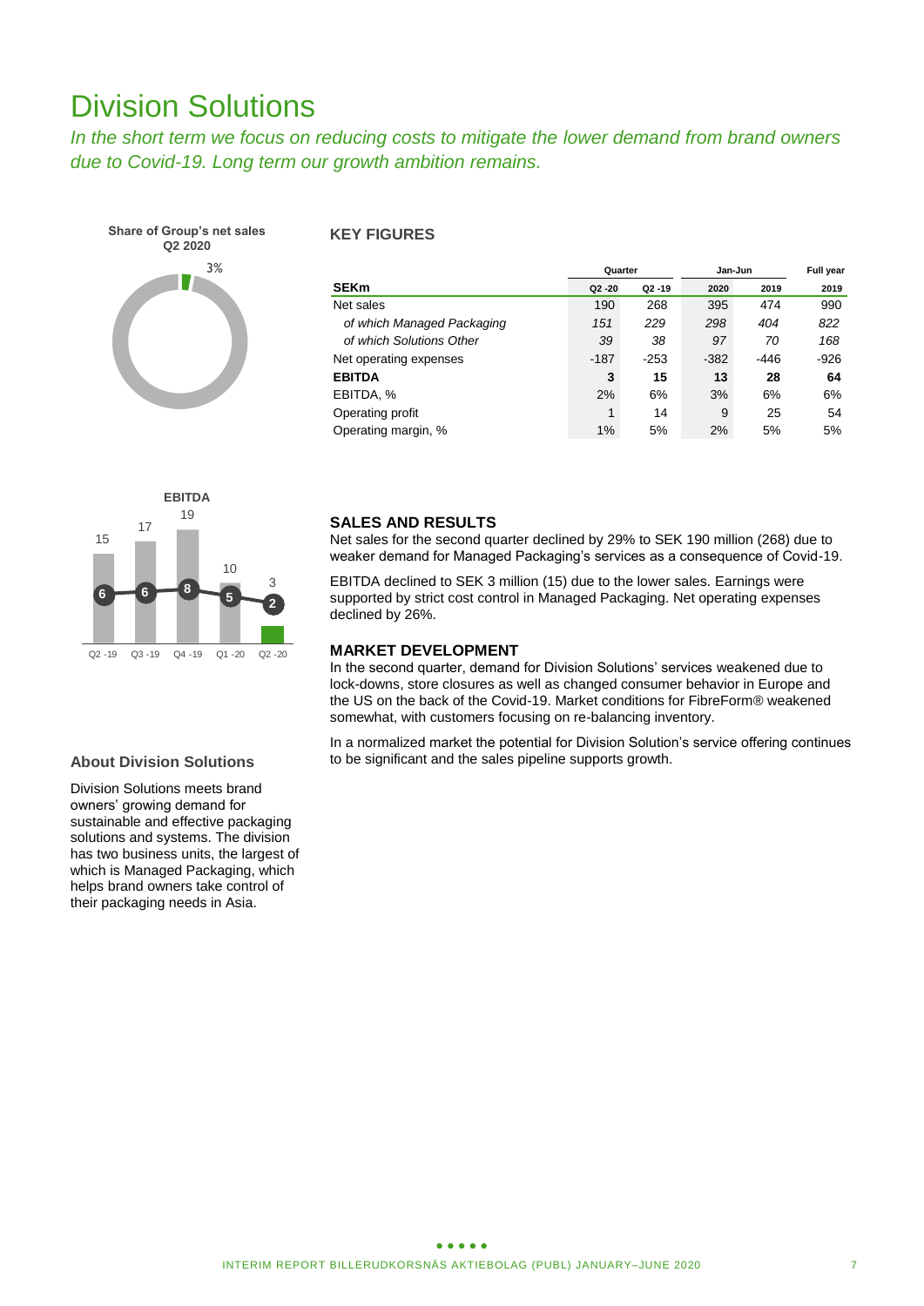# Division Solutions

*In the short term we focus on reducing costs to mitigate the lower demand from brand owners due to Covid-19. Long term our growth ambition remains.*

**Share of Group's net sales Q2 2020**

3%

### KEY FIGURES

| SEKm | Quarter | | Jan-Jun | | Full year |
|---|---|---|---|---|---|
| | Q2 -20 | Q2 -19 | 2020 | 2019 | 2019 |
| Net sales | 190 | 268 | 395 | 474 | 990 |
| *of which Managed Packaging* | *151* | *229* | *298* | *404* | *822* |
| *of which Solutions Other* | *39* | *38* | *97* | *70* | *168* |
| Net operating expenses | -187 | -253 | -382 | -446 | -926 |
| **EBITDA** | **3** | **15** | **13** | **28** | **64** |
| EBITDA, % | 2% | 6% | 3% | 6% | 6% |
| Operating profit | 1 | 14 | 9 | 25 | 54 |
| Operating margin, % | 1% | 5% | 2% | 5% | 5% |

**EBITDA**

| | Q2 -19 | Q3 -19 | Q4 -19 | Q1 -20 | Q2 -20 |
|---|---|---|---|---|---|
| EBITDA | 15 | 17 | 19 | 10 | 3 |
| EBITDA, % | 6 | 6 | 8 | 5 | 2 |

### SALES AND RESULTS

Net sales for the second quarter declined by 29% to SEK 190 million (268) due to weaker demand for Managed Packaging's services as a consequence of Covid-19.

EBITDA declined to SEK 3 million (15) due to the lower sales. Earnings were supported by strict cost control in Managed Packaging. Net operating expenses declined by 26%.

### MARKET DEVELOPMENT

In the second quarter, demand for Division Solutions' services weakened due to lock-downs, store closures as well as changed consumer behavior in Europe and the US on the back of the Covid-19. Market conditions for FibreForm® weakened somewhat, with customers focusing on re-balancing inventory.

In a normalized market the potential for Division Solution's service offering continues to be significant and the sales pipeline supports growth.

### About Division Solutions

Division Solutions meets brand owners' growing demand for sustainable and effective packaging solutions and systems. The division has two business units, the largest of which is Managed Packaging, which helps brand owners take control of their packaging needs in Asia.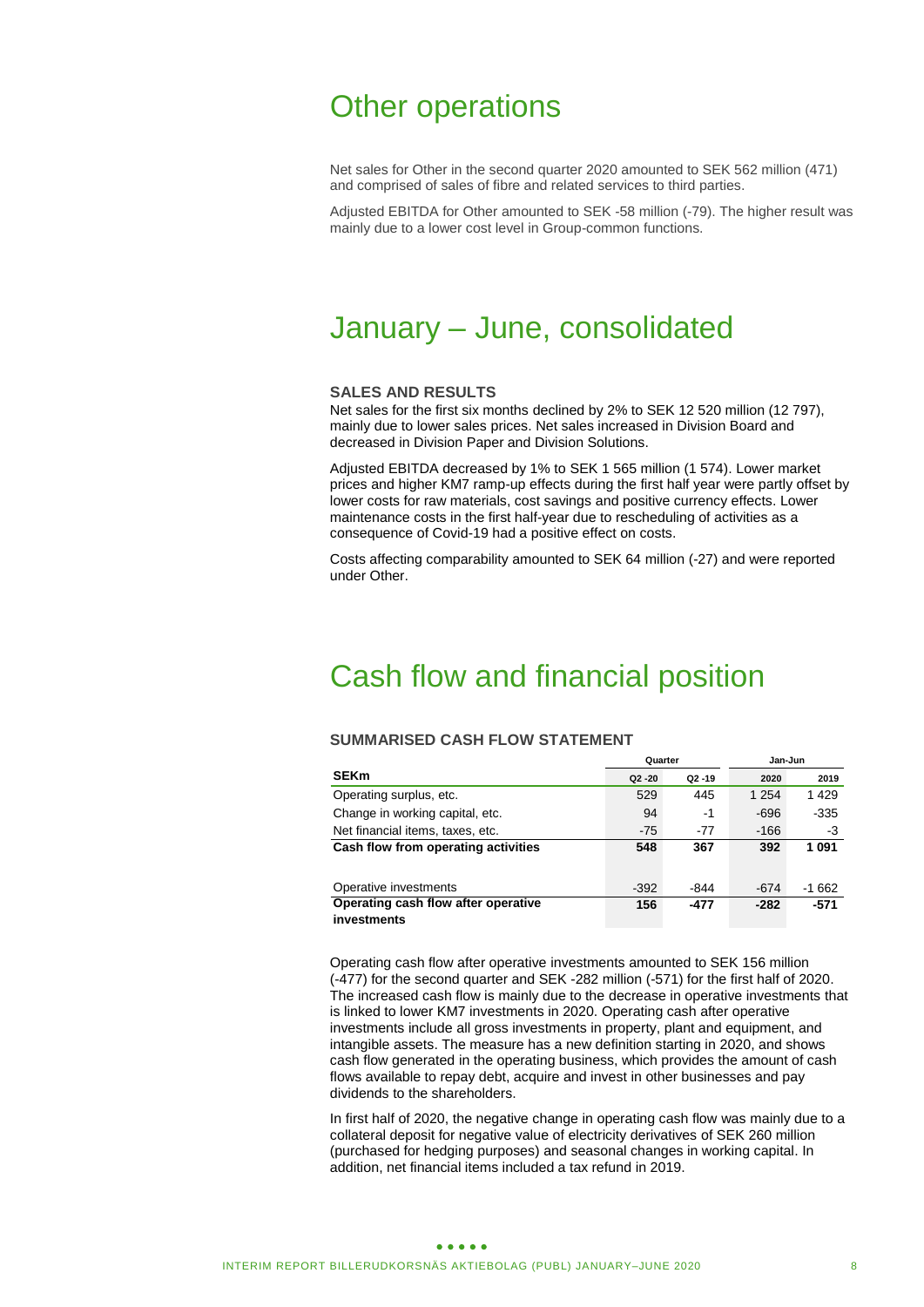# Other operations

Net sales for Other in the second quarter 2020 amounted to SEK 562 million (471) and comprised of sales of fibre and related services to third parties.

Adjusted EBITDA for Other amounted to SEK -58 million (-79). The higher result was mainly due to a lower cost level in Group-common functions.

# January – June, consolidated

### SALES AND RESULTS

Net sales for the first six months declined by 2% to SEK 12 520 million (12 797), mainly due to lower sales prices. Net sales increased in Division Board and decreased in Division Paper and Division Solutions.

Adjusted EBITDA decreased by 1% to SEK 1 565 million (1 574). Lower market prices and higher KM7 ramp-up effects during the first half year were partly offset by lower costs for raw materials, cost savings and positive currency effects. Lower maintenance costs in the first half-year due to rescheduling of activities as a consequence of Covid-19 had a positive effect on costs.

Costs affecting comparability amounted to SEK 64 million (-27) and were reported under Other.

# Cash flow and financial position

### SUMMARISED CASH FLOW STATEMENT

| | Quarter | | Jan-Jun | |
|---|---|---|---|---|
| **SEKm** | Q2 -20 | Q2 -19 | 2020 | 2019 |
| Operating surplus, etc. | 529 | 445 | 1 254 | 1 429 |
| Change in working capital, etc. | 94 | -1 | -696 | -335 |
| Net financial items, taxes, etc. | -75 | -77 | -166 | -3 |
| **Cash flow from operating activities** | **548** | **367** | **392** | **1 091** |
| Operative investments | -392 | -844 | -674 | -1 662 |
| **Operating cash flow after operative investments** | **156** | **-477** | **-282** | **-571** |

Operating cash flow after operative investments amounted to SEK 156 million (-477) for the second quarter and SEK -282 million (-571) for the first half of 2020. The increased cash flow is mainly due to the decrease in operative investments that is linked to lower KM7 investments in 2020. Operating cash after operative investments include all gross investments in property, plant and equipment, and intangible assets. The measure has a new definition starting in 2020, and shows cash flow generated in the operating business, which provides the amount of cash flows available to repay debt, acquire and invest in other businesses and pay dividends to the shareholders.

In first half of 2020, the negative change in operating cash flow was mainly due to a collateral deposit for negative value of electricity derivatives of SEK 260 million (purchased for hedging purposes) and seasonal changes in working capital. In addition, net financial items included a tax refund in 2019.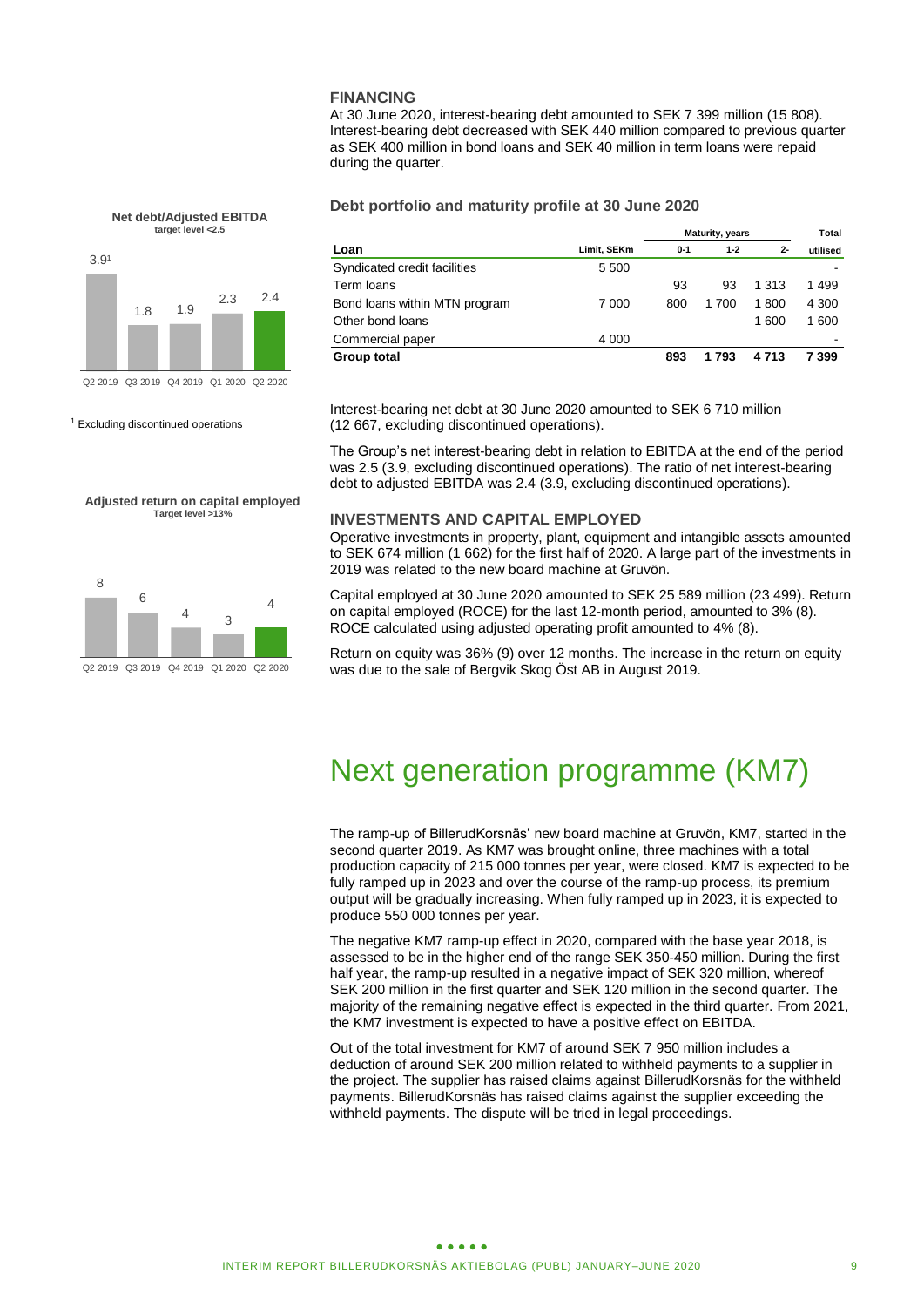## FINANCING

At 30 June 2020, interest-bearing debt amounted to SEK 7 399 million (15 808). Interest-bearing debt decreased with SEK 440 million compared to previous quarter as SEK 400 million in bond loans and SEK 40 million in term loans were repaid during the quarter.

**Net debt/Adjusted EBITDA**
target level <2.5

| | Q2 2019 | Q3 2019 | Q4 2019 | Q1 2020 | Q2 2020 |
|---|---|---|---|---|---|
| Net debt/Adjusted EBITDA | 3.9[1] | 1.8 | 1.9 | 2.3 | 2.4 |

[1] Excluding discontinued operations

### Debt portfolio and maturity profile at 30 June 2020

| Loan | Limit, SEKm | Maturity, years 0-1 | 1-2 | 2- | Total utilised |
|---|---|---|---|---|---|
| Syndicated credit facilities | 5 500 | | | | - |
| Term loans | | 93 | 93 | 1 313 | 1 499 |
| Bond loans within MTN program | 7 000 | 800 | 1 700 | 1 800 | 4 300 |
| Other bond loans | | | | 1 600 | 1 600 |
| Commercial paper | 4 000 | | | | - |
| **Group total** | | **893** | **1 793** | **4 713** | **7 399** |

Interest-bearing net debt at 30 June 2020 amounted to SEK 6 710 million (12 667, excluding discontinued operations).

The Group's net interest-bearing debt in relation to EBITDA at the end of the period was 2.5 (3.9, excluding discontinued operations). The ratio of net interest-bearing debt to adjusted EBITDA was 2.4 (3.9, excluding discontinued operations).

**Adjusted return on capital employed**
Target level >13%

| | Q2 2019 | Q3 2019 | Q4 2019 | Q1 2020 | Q2 2020 |
|---|---|---|---|---|---|
| Adjusted return on capital employed | 8 | 6 | 4 | 3 | 4 |

## INVESTMENTS AND CAPITAL EMPLOYED

Operative investments in property, plant, equipment and intangible assets amounted to SEK 674 million (1 662) for the first half of 2020. A large part of the investments in 2019 was related to the new board machine at Gruvön.

Capital employed at 30 June 2020 amounted to SEK 25 589 million (23 499). Return on capital employed (ROCE) for the last 12-month period, amounted to 3% (8). ROCE calculated using adjusted operating profit amounted to 4% (8).

Return on equity was 36% (9) over 12 months. The increase in the return on equity was due to the sale of Bergvik Skog Öst AB in August 2019.

# Next generation programme (KM7)

The ramp-up of BillerudKorsnäs' new board machine at Gruvön, KM7, started in the second quarter 2019. As KM7 was brought online, three machines with a total production capacity of 215 000 tonnes per year, were closed. KM7 is expected to be fully ramped up in 2023 and over the course of the ramp-up process, its premium output will be gradually increasing. When fully ramped up in 2023, it is expected to produce 550 000 tonnes per year.

The negative KM7 ramp-up effect in 2020, compared with the base year 2018, is assessed to be in the higher end of the range SEK 350-450 million. During the first half year, the ramp-up resulted in a negative impact of SEK 320 million, whereof SEK 200 million in the first quarter and SEK 120 million in the second quarter. The majority of the remaining negative effect is expected in the third quarter. From 2021, the KM7 investment is expected to have a positive effect on EBITDA.

Out of the total investment for KM7 of around SEK 7 950 million includes a deduction of around SEK 200 million related to withheld payments to a supplier in the project. The supplier has raised claims against BillerudKorsnäs for the withheld payments. BillerudKorsnäs has raised claims against the supplier exceeding the withheld payments. The dispute will be tried in legal proceedings.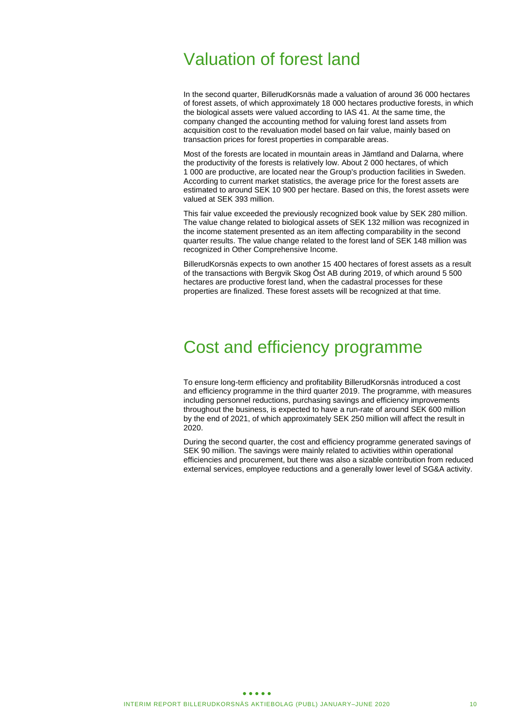# Valuation of forest land

In the second quarter, BillerudKorsnäs made a valuation of around 36 000 hectares of forest assets, of which approximately 18 000 hectares productive forests, in which the biological assets were valued according to IAS 41. At the same time, the company changed the accounting method for valuing forest land assets from acquisition cost to the revaluation model based on fair value, mainly based on transaction prices for forest properties in comparable areas.

Most of the forests are located in mountain areas in Jämtland and Dalarna, where the productivity of the forests is relatively low. About 2 000 hectares, of which 1 000 are productive, are located near the Group's production facilities in Sweden. According to current market statistics, the average price for the forest assets are estimated to around SEK 10 900 per hectare. Based on this, the forest assets were valued at SEK 393 million.

This fair value exceeded the previously recognized book value by SEK 280 million. The value change related to biological assets of SEK 132 million was recognized in the income statement presented as an item affecting comparability in the second quarter results. The value change related to the forest land of SEK 148 million was recognized in Other Comprehensive Income.

BillerudKorsnäs expects to own another 15 400 hectares of forest assets as a result of the transactions with Bergvik Skog Öst AB during 2019, of which around 5 500 hectares are productive forest land, when the cadastral processes for these properties are finalized. These forest assets will be recognized at that time.

# Cost and efficiency programme

To ensure long-term efficiency and profitability BillerudKorsnäs introduced a cost and efficiency programme in the third quarter 2019. The programme, with measures including personnel reductions, purchasing savings and efficiency improvements throughout the business, is expected to have a run-rate of around SEK 600 million by the end of 2021, of which approximately SEK 250 million will affect the result in 2020.

During the second quarter, the cost and efficiency programme generated savings of SEK 90 million. The savings were mainly related to activities within operational efficiencies and procurement, but there was also a sizable contribution from reduced external services, employee reductions and a generally lower level of SG&A activity.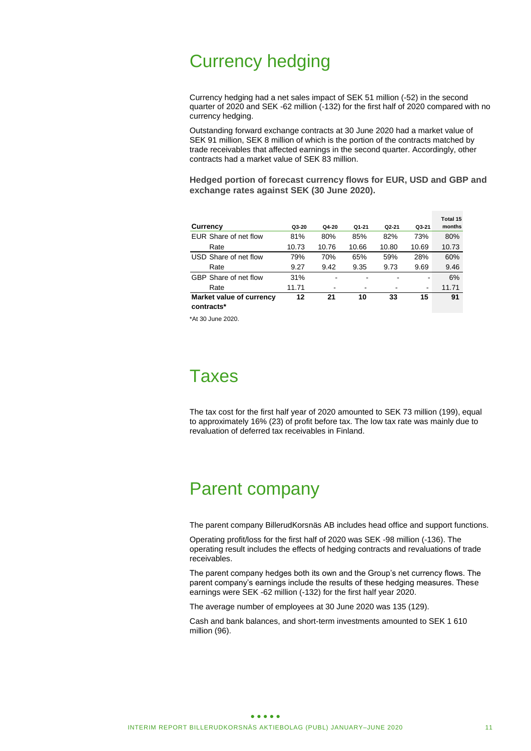// Currency hedging

# Currency hedging

Currency hedging had a net sales impact of SEK 51 million (-52) in the second quarter of 2020 and SEK -62 million (-132) for the first half of 2020 compared with no currency hedging.

Outstanding forward exchange contracts at 30 June 2020 had a market value of SEK 91 million, SEK 8 million of which is the portion of the contracts matched by trade receivables that affected earnings in the second quarter. Accordingly, other contracts had a market value of SEK 83 million.

**Hedged portion of forecast currency flows for EUR, USD and GBP and exchange rates against SEK (30 June 2020).**

| Currency | Q3-20 | Q4-20 | Q1-21 | Q2-21 | Q3-21 | Total 15 months |
|---|---|---|---|---|---|---|
| EUR Share of net flow | 81% | 80% | 85% | 82% | 73% | 80% |
| Rate | 10.73 | 10.76 | 10.66 | 10.80 | 10.69 | 10.73 |
| USD Share of net flow | 79% | 70% | 65% | 59% | 28% | 60% |
| Rate | 9.27 | 9.42 | 9.35 | 9.73 | 9.69 | 9.46 |
| GBP Share of net flow | 31% | - | - | - | - | 6% |
| Rate | 11.71 | - | - | - | - | 11.71 |
| **Market value of currency contracts*** | **12** | **21** | **10** | **33** | **15** | **91** |

*At 30 June 2020.

# Taxes

The tax cost for the first half year of 2020 amounted to SEK 73 million (199), equal to approximately 16% (23) of profit before tax. The low tax rate was mainly due to revaluation of deferred tax receivables in Finland.

# Parent company

The parent company BillerudKorsnäs AB includes head office and support functions.

Operating profit/loss for the first half of 2020 was SEK -98 million (-136). The operating result includes the effects of hedging contracts and revaluations of trade receivables.

The parent company hedges both its own and the Group's net currency flows. The parent company's earnings include the results of these hedging measures. These earnings were SEK -62 million (-132) for the first half year 2020.

The average number of employees at 30 June 2020 was 135 (129).

Cash and bank balances, and short-term investments amounted to SEK 1 610 million (96).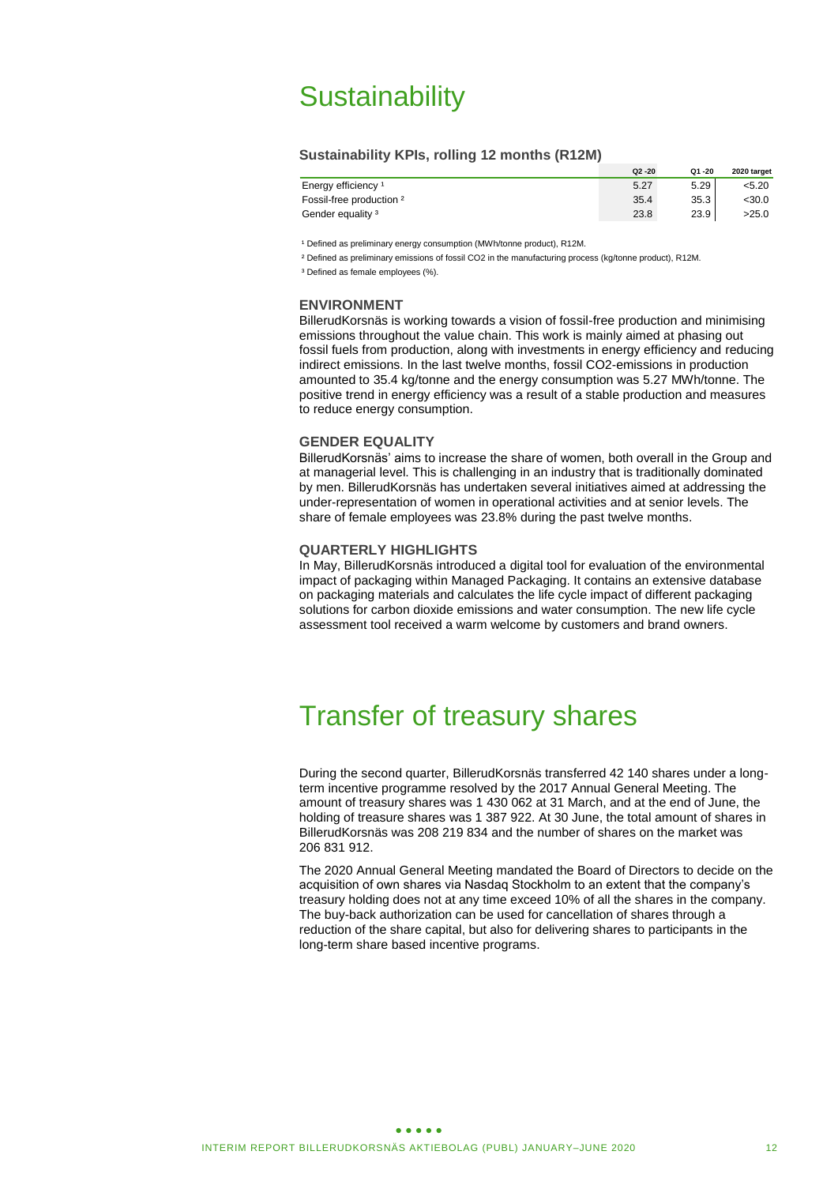# Sustainability

### Sustainability KPIs, rolling 12 months (R12M)

| | Q2 -20 | Q1 -20 | 2020 target |
|---|---|---|---|
| Energy efficiency [1] | 5.27 | 5.29 | <5.20 |
| Fossil-free production [2] | 35.4 | 35.3 | <30.0 |
| Gender equality [3] | 23.8 | 23.9 | >25.0 |

[1] Defined as preliminary energy consumption (MWh/tonne product), R12M.

[2] Defined as preliminary emissions of fossil $CO_2$ in the manufacturing process (kg/tonne product), R12M.

[3] Defined as female employees (%).

#### ENVIRONMENT

BillerudKorsnäs is working towards a vision of fossil-free production and minimising emissions throughout the value chain. This work is mainly aimed at phasing out fossil fuels from production, along with investments in energy efficiency and reducing indirect emissions. In the last twelve months, fossil $CO_2$-emissions in production amounted to 35.4 kg/tonne and the energy consumption was 5.27 MWh/tonne. The positive trend in energy efficiency was a result of a stable production and measures to reduce energy consumption.

#### GENDER EQUALITY

BillerudKorsnäs' aims to increase the share of women, both overall in the Group and at managerial level. This is challenging in an industry that is traditionally dominated by men. BillerudKorsnäs has undertaken several initiatives aimed at addressing the under-representation of women in operational activities and at senior levels. The share of female employees was 23.8% during the past twelve months.

#### QUARTERLY HIGHLIGHTS

In May, BillerudKorsnäs introduced a digital tool for evaluation of the environmental impact of packaging within Managed Packaging. It contains an extensive database on packaging materials and calculates the life cycle impact of different packaging solutions for carbon dioxide emissions and water consumption. The new life cycle assessment tool received a warm welcome by customers and brand owners.

# Transfer of treasury shares

During the second quarter, BillerudKorsnäs transferred 42 140 shares under a long-term incentive programme resolved by the 2017 Annual General Meeting. The amount of treasury shares was 1 430 062 at 31 March, and at the end of June, the holding of treasure shares was 1 387 922. At 30 June, the total amount of shares in BillerudKorsnäs was 208 219 834 and the number of shares on the market was 206 831 912.

The 2020 Annual General Meeting mandated the Board of Directors to decide on the acquisition of own shares via Nasdaq Stockholm to an extent that the company's treasury holding does not at any time exceed 10% of all the shares in the company. The buy-back authorization can be used for cancellation of shares through a reduction of the share capital, but also for delivering shares to participants in the long-term share based incentive programs.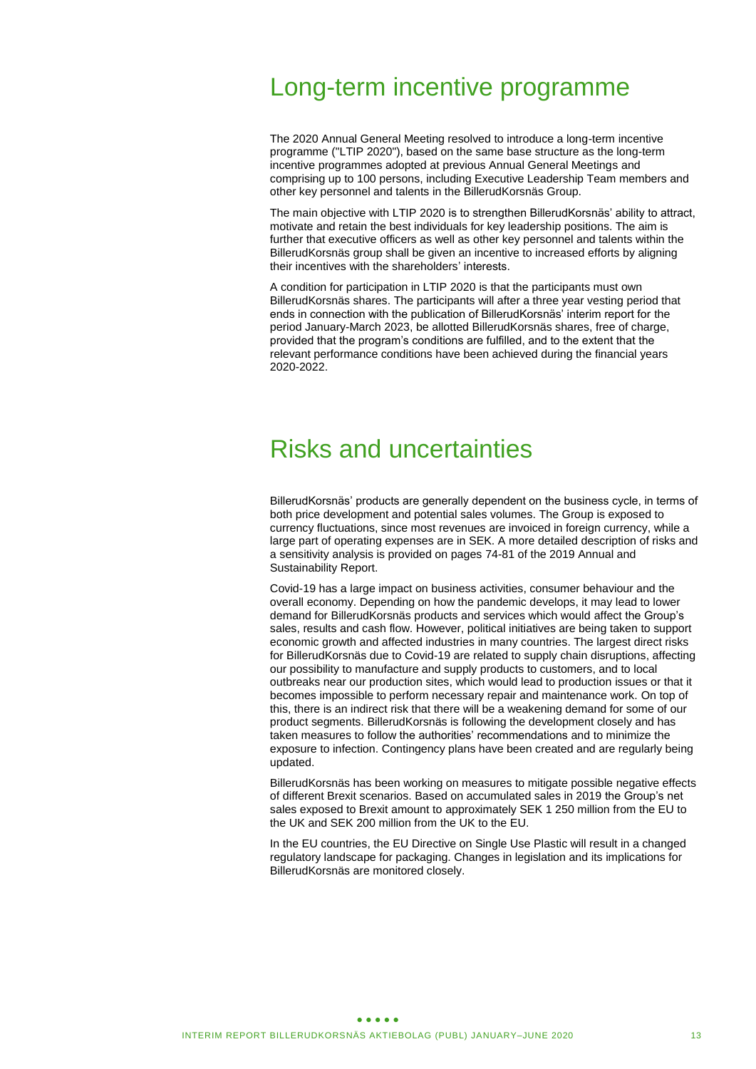# Long-term incentive programme

The 2020 Annual General Meeting resolved to introduce a long-term incentive programme ("LTIP 2020"), based on the same base structure as the long-term incentive programmes adopted at previous Annual General Meetings and comprising up to 100 persons, including Executive Leadership Team members and other key personnel and talents in the BillerudKorsnäs Group.

The main objective with LTIP 2020 is to strengthen BillerudKorsnäs' ability to attract, motivate and retain the best individuals for key leadership positions. The aim is further that executive officers as well as other key personnel and talents within the BillerudKorsnäs group shall be given an incentive to increased efforts by aligning their incentives with the shareholders' interests.

A condition for participation in LTIP 2020 is that the participants must own BillerudKorsnäs shares. The participants will after a three year vesting period that ends in connection with the publication of BillerudKorsnäs' interim report for the period January-March 2023, be allotted BillerudKorsnäs shares, free of charge, provided that the program's conditions are fulfilled, and to the extent that the relevant performance conditions have been achieved during the financial years 2020-2022.

# Risks and uncertainties

BillerudKorsnäs' products are generally dependent on the business cycle, in terms of both price development and potential sales volumes. The Group is exposed to currency fluctuations, since most revenues are invoiced in foreign currency, while a large part of operating expenses are in SEK. A more detailed description of risks and a sensitivity analysis is provided on pages 74-81 of the 2019 Annual and Sustainability Report.

Covid-19 has a large impact on business activities, consumer behaviour and the overall economy. Depending on how the pandemic develops, it may lead to lower demand for BillerudKorsnäs products and services which would affect the Group's sales, results and cash flow. However, political initiatives are being taken to support economic growth and affected industries in many countries. The largest direct risks for BillerudKorsnäs due to Covid-19 are related to supply chain disruptions, affecting our possibility to manufacture and supply products to customers, and to local outbreaks near our production sites, which would lead to production issues or that it becomes impossible to perform necessary repair and maintenance work. On top of this, there is an indirect risk that there will be a weakening demand for some of our product segments. BillerudKorsnäs is following the development closely and has taken measures to follow the authorities' recommendations and to minimize the exposure to infection. Contingency plans have been created and are regularly being updated.

BillerudKorsnäs has been working on measures to mitigate possible negative effects of different Brexit scenarios. Based on accumulated sales in 2019 the Group's net sales exposed to Brexit amount to approximately SEK 1 250 million from the EU to the UK and SEK 200 million from the UK to the EU.

In the EU countries, the EU Directive on Single Use Plastic will result in a changed regulatory landscape for packaging. Changes in legislation and its implications for BillerudKorsnäs are monitored closely.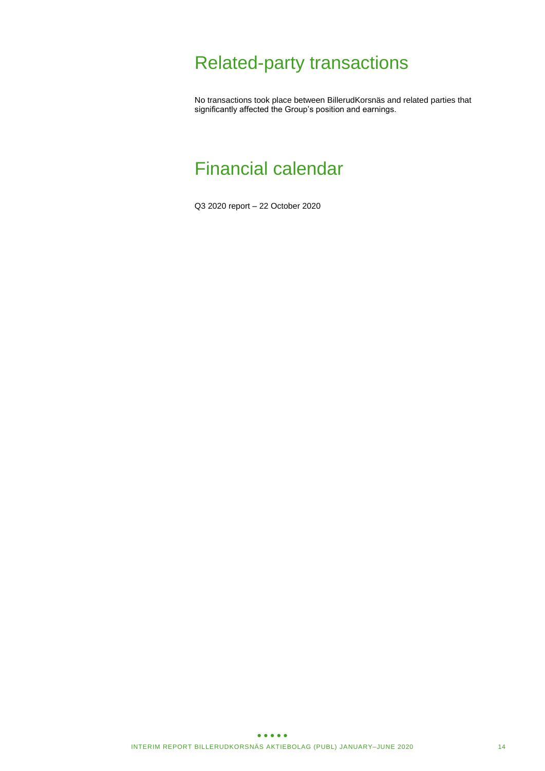# Related-party transactions

No transactions took place between BillerudKorsnäs and related parties that significantly affected the Group's position and earnings.

# Financial calendar

Q3 2020 report – 22 October 2020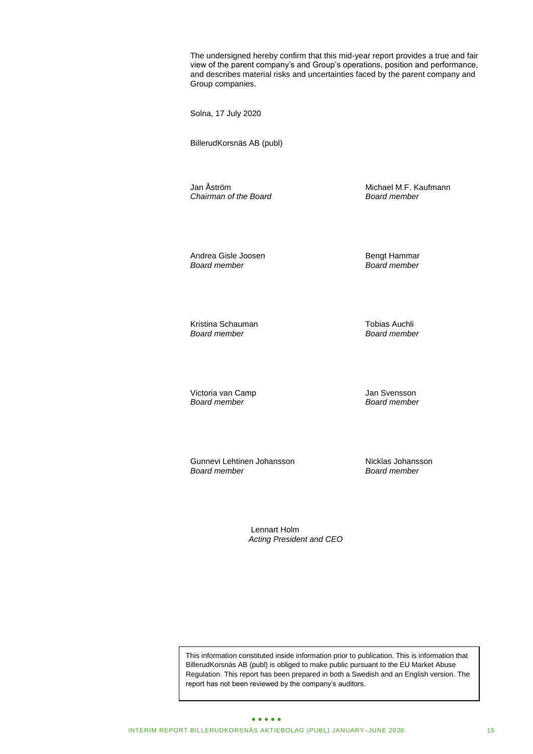The undersigned hereby confirm that this mid-year report provides a true and fair view of the parent company's and Group's operations, position and performance, and describes material risks and uncertainties faced by the parent company and Group companies.

Solna, 17 July 2020

BillerudKorsnäs AB (publ)

Jan Åström
*Chairman of the Board*

Michael M.F. Kaufmann
*Board member*

Andrea Gisle Joosen
*Board member*

Bengt Hammar
*Board member*

Kristina Schauman
*Board member*

Tobias Auchli
*Board member*

Victoria van Camp
*Board member*

Jan Svensson
*Board member*

Gunnevi Lehtinen Johansson
*Board member*

Nicklas Johansson
*Board member*

Lennart Holm
*Acting President and CEO*

This information constituted inside information prior to publication. This is information that BillerudKorsnäs AB (publ) is obliged to make public pursuant to the EU Market Abuse Regulation. This report has been prepared in both a Swedish and an English version. The report has not been reviewed by the company's auditors.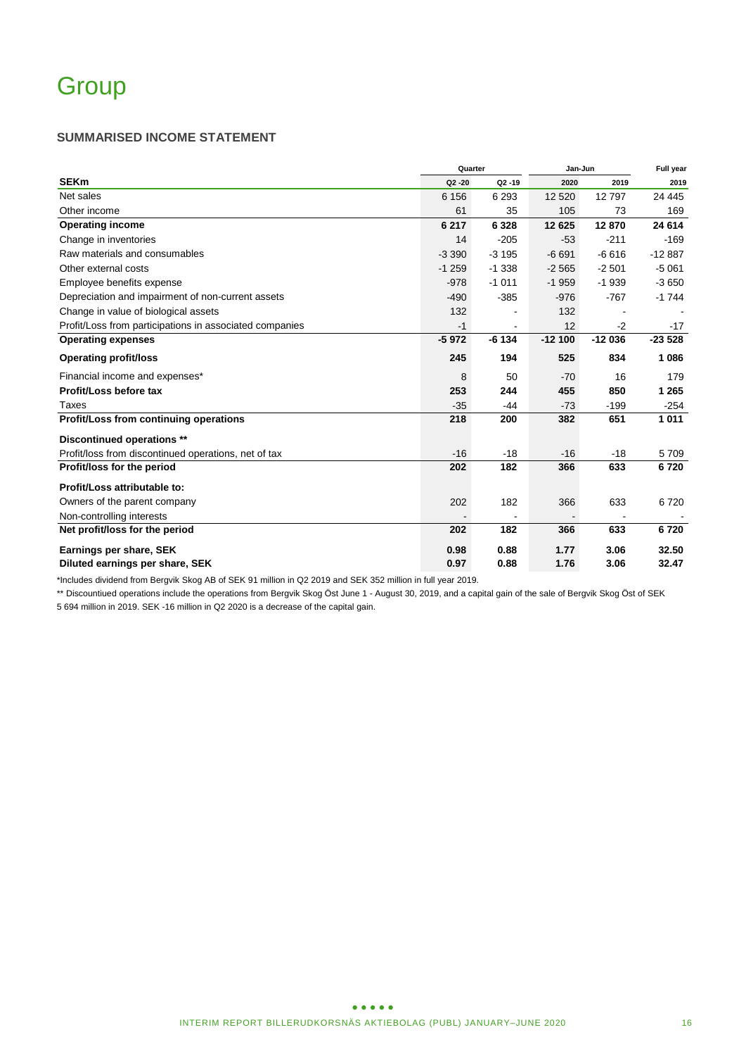# Group

## SUMMARISED INCOME STATEMENT

| | Quarter | | Jan-Jun | | Full year |
|---|---|---|---|---|---|
| **SEKm** | **Q2 -20** | **Q2 -19** | **2020** | **2019** | **2019** |
| Net sales | 6 156 | 6 293 | 12 520 | 12 797 | 24 445 |
| Other income | 61 | 35 | 105 | 73 | 169 |
| **Operating income** | **6 217** | **6 328** | **12 625** | **12 870** | **24 614** |
| Change in inventories | 14 | -205 | -53 | -211 | -169 |
| Raw materials and consumables | -3 390 | -3 195 | -6 691 | -6 616 | -12 887 |
| Other external costs | -1 259 | -1 338 | -2 565 | -2 501 | -5 061 |
| Employee benefits expense | -978 | -1 011 | -1 959 | -1 939 | -3 650 |
| Depreciation and impairment of non-current assets | -490 | -385 | -976 | -767 | -1 744 |
| Change in value of biological assets | 132 | - | 132 | - | - |
| Profit/Loss from participations in associated companies | -1 | - | 12 | -2 | -17 |
| **Operating expenses** | **-5 972** | **-6 134** | **-12 100** | **-12 036** | **-23 528** |
| **Operating profit/loss** | **245** | **194** | **525** | **834** | **1 086** |
| Financial income and expenses* | 8 | 50 | -70 | 16 | 179 |
| **Profit/Loss before tax** | **253** | **244** | **455** | **850** | **1 265** |
| Taxes | -35 | -44 | -73 | -199 | -254 |
| **Profit/Loss from continuing operations** | **218** | **200** | **382** | **651** | **1 011** |
| **Discontinued operations** ** | | | | | |
| Profit/loss from discontinued operations, net of tax | -16 | -18 | -16 | -18 | 5 709 |
| **Profit/loss for the period** | **202** | **182** | **366** | **633** | **6 720** |
| **Profit/Loss attributable to:** | | | | | |
| Owners of the parent company | 202 | 182 | 366 | 633 | 6 720 |
| Non-controlling interests | - | - | - | - | - |
| **Net profit/loss for the period** | **202** | **182** | **366** | **633** | **6 720** |
| **Earnings per share, SEK** | **0.98** | **0.88** | **1.77** | **3.06** | **32.50** |
| **Diluted earnings per share, SEK** | **0.97** | **0.88** | **1.76** | **3.06** | **32.47** |

*Includes dividend from Bergvik Skog AB of SEK 91 million in Q2 2019 and SEK 352 million in full year 2019.

** Discountiued operations include the operations from Bergvik Skog Öst June 1 - August 30, 2019, and a capital gain of the sale of Bergvik Skog Öst of SEK 5 694 million in 2019. SEK -16 million in Q2 2020 is a decrease of the capital gain.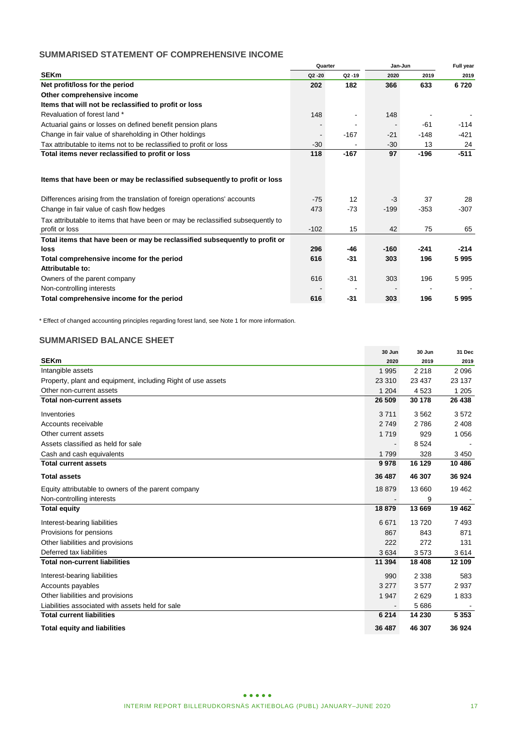## SUMMARISED STATEMENT OF COMPREHENSIVE INCOME

| SEKm | Quarter | | Jan-Jun | | Full year |
|---|---|---|---|---|---|
| | Q2 -20 | Q2 -19 | 2020 | 2019 | 2019 |
| **Net profit/loss for the period** | **202** | **182** | **366** | **633** | **6 720** |
| **Other comprehensive income** | | | | | |
| **Items that will not be reclassified to profit or loss** | | | | | |
| Revaluation of forest land * | 148 | - | 148 | - | - |
| Actuarial gains or losses on defined benefit pension plans | - | - | - | -61 | -114 |
| Change in fair value of shareholding in Other holdings | - | -167 | -21 | -148 | -421 |
| Tax attributable to items not to be reclassified to profit or loss | -30 | - | -30 | 13 | 24 |
| **Total items never reclassified to profit or loss** | **118** | **-167** | **97** | **-196** | **-511** |
| **Items that have been or may be reclassified subsequently to profit or loss** | | | | | |
| Differences arising from the translation of foreign operations' accounts | -75 | 12 | -3 | 37 | 28 |
| Change in fair value of cash flow hedges | 473 | -73 | -199 | -353 | -307 |
| Tax attributable to items that have been or may be reclassified subsequently to profit or loss | -102 | 15 | 42 | 75 | 65 |
| **Total items that have been or may be reclassified subsequently to profit or loss** | **296** | **-46** | **-160** | **-241** | **-214** |
| **Total comprehensive income for the period** | **616** | **-31** | **303** | **196** | **5 995** |
| **Attributable to:** | | | | | |
| Owners of the parent company | 616 | -31 | 303 | 196 | 5 995 |
| Non-controlling interests | - | - | - | - | - |
| **Total comprehensive income for the period** | **616** | **-31** | **303** | **196** | **5 995** |

\* Effect of changed accounting principles regarding forest land, see Note 1 for more information.

## SUMMARISED BALANCE SHEET

| SEKm | 30 Jun 2020 | 30 Jun 2019 | 31 Dec 2019 |
|---|---|---|---|
| Intangible assets | 1 995 | 2 218 | 2 096 |
| Property, plant and equipment, including Right of use assets | 23 310 | 23 437 | 23 137 |
| Other non-current assets | 1 204 | 4 523 | 1 205 |
| **Total non-current assets** | **26 509** | **30 178** | **26 438** |
| Inventories | 3 711 | 3 562 | 3 572 |
| Accounts receivable | 2 749 | 2 786 | 2 408 |
| Other current assets | 1 719 | 929 | 1 056 |
| Assets classified as held for sale | - | 8 524 | - |
| Cash and cash equivalents | 1 799 | 328 | 3 450 |
| **Total current assets** | **9 978** | **16 129** | **10 486** |
| **Total assets** | **36 487** | **46 307** | **36 924** |
| Equity attributable to owners of the parent company | 18 879 | 13 660 | 19 462 |
| Non-controlling interests | - | 9 | - |
| **Total equity** | **18 879** | **13 669** | **19 462** |
| Interest-bearing liabilities | 6 671 | 13 720 | 7 493 |
| Provisions for pensions | 867 | 843 | 871 |
| Other liabilities and provisions | 222 | 272 | 131 |
| Deferred tax liabilities | 3 634 | 3 573 | 3 614 |
| **Total non-current liabilities** | **11 394** | **18 408** | **12 109** |
| Interest-bearing liabilities | 990 | 2 338 | 583 |
| Accounts payables | 3 277 | 3 577 | 2 937 |
| Other liabilities and provisions | 1 947 | 2 629 | 1 833 |
| Liabilities associated with assets held for sale | - | 5 686 | - |
| **Total current liabilities** | **6 214** | **14 230** | **5 353** |
| **Total equity and liabilities** | **36 487** | **46 307** | **36 924** |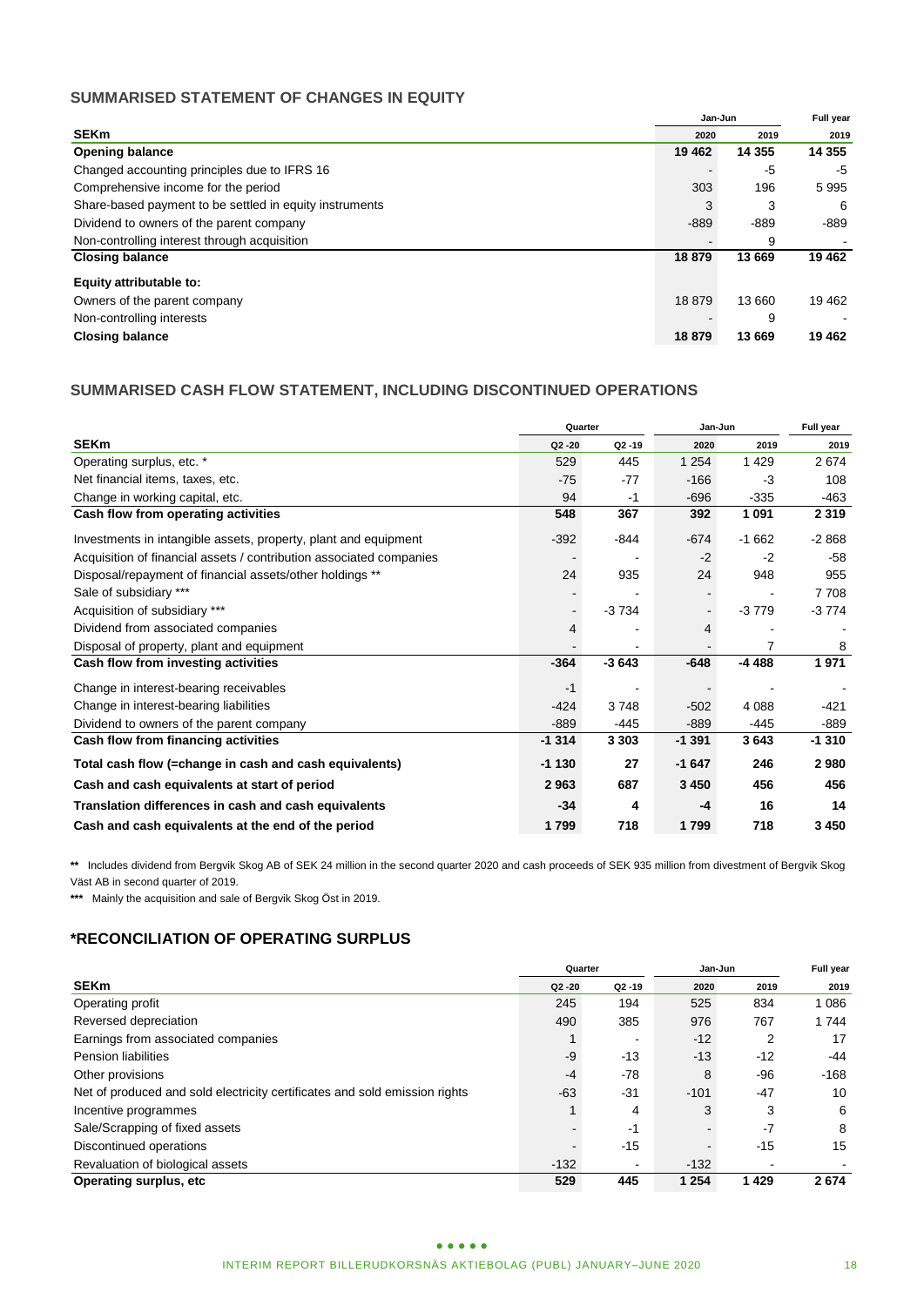## SUMMARISED STATEMENT OF CHANGES IN EQUITY

| SEKm | Jan-Jun 2020 | Jan-Jun 2019 | Full year 2019 |
|---|---|---|---|
| **Opening balance** | **19 462** | **14 355** | **14 355** |
| Changed accounting principles due to IFRS 16 | - | -5 | -5 |
| Comprehensive income for the period | 303 | 196 | 5 995 |
| Share-based payment to be settled in equity instruments | 3 | 3 | 6 |
| Dividend to owners of the parent company | -889 | -889 | -889 |
| Non-controlling interest through acquisition | - | 9 | - |
| **Closing balance** | **18 879** | **13 669** | **19 462** |
| **Equity attributable to:** | | | |
| Owners of the parent company | 18 879 | 13 660 | 19 462 |
| Non-controlling interests | - | 9 | - |
| **Closing balance** | **18 879** | **13 669** | **19 462** |

## SUMMARISED CASH FLOW STATEMENT, INCLUDING DISCONTINUED OPERATIONS

| SEKm | Quarter Q2 -20 | Quarter Q2 -19 | Jan-Jun 2020 | Jan-Jun 2019 | Full year 2019 |
|---|---|---|---|---|---|
| Operating surplus, etc. * | 529 | 445 | 1 254 | 1 429 | 2 674 |
| Net financial items, taxes, etc. | -75 | -77 | -166 | -3 | 108 |
| Change in working capital, etc. | 94 | -1 | -696 | -335 | -463 |
| **Cash flow from operating activities** | **548** | **367** | **392** | **1 091** | **2 319** |
| Investments in intangible assets, property, plant and equipment | -392 | -844 | -674 | -1 662 | -2 868 |
| Acquisition of financial assets / contribution associated companies | - | - | -2 | -2 | -58 |
| Disposal/repayment of financial assets/other holdings ** | 24 | 935 | 24 | 948 | 955 |
| Sale of subsidiary *** | - | - | - | - | 7 708 |
| Acquisition of subsidiary *** | - | -3 734 | - | -3 779 | -3 774 |
| Dividend from associated companies | 4 | - | 4 | - | - |
| Disposal of property, plant and equipment | - | - | - | 7 | 8 |
| **Cash flow from investing activities** | **-364** | **-3 643** | **-648** | **-4 488** | **1 971** |
| Change in interest-bearing receivables | -1 | - | - | - | - |
| Change in interest-bearing liabilities | -424 | 3 748 | -502 | 4 088 | -421 |
| Dividend to owners of the parent company | -889 | -445 | -889 | -445 | -889 |
| **Cash flow from financing activities** | **-1 314** | **3 303** | **-1 391** | **3 643** | **-1 310** |
| **Total cash flow (=change in cash and cash equivalents)** | **-1 130** | **27** | **-1 647** | **246** | **2 980** |
| **Cash and cash equivalents at start of period** | **2 963** | **687** | **3 450** | **456** | **456** |
| **Translation differences in cash and cash equivalents** | **-34** | **4** | **-4** | **16** | **14** |
| **Cash and cash equivalents at the end of the period** | **1 799** | **718** | **1 799** | **718** | **3 450** |

** Includes dividend from Bergvik Skog AB of SEK 24 million in the second quarter 2020 and cash proceeds of SEK 935 million from divestment of Bergvik Skog Väst AB in second quarter of 2019.

*** Mainly the acquisition and sale of Bergvik Skog Öst in 2019.

## *RECONCILIATION OF OPERATING SURPLUS

| SEKm | Quarter Q2 -20 | Quarter Q2 -19 | Jan-Jun 2020 | Jan-Jun 2019 | Full year 2019 |
|---|---|---|---|---|---|
| Operating profit | 245 | 194 | 525 | 834 | 1 086 |
| Reversed depreciation | 490 | 385 | 976 | 767 | 1 744 |
| Earnings from associated companies | 1 | - | -12 | 2 | 17 |
| Pension liabilities | -9 | -13 | -13 | -12 | -44 |
| Other provisions | -4 | -78 | 8 | -96 | -168 |
| Net of produced and sold electricity certificates and sold emission rights | -63 | -31 | -101 | -47 | 10 |
| Incentive programmes | 1 | 4 | 3 | 3 | 6 |
| Sale/Scrapping of fixed assets | - | -1 | - | -7 | 8 |
| Discontinued operations | - | -15 | - | -15 | 15 |
| Revaluation of biological assets | -132 | - | -132 | - | - |
| **Operating surplus, etc** | **529** | **445** | **1 254** | **1 429** | **2 674** |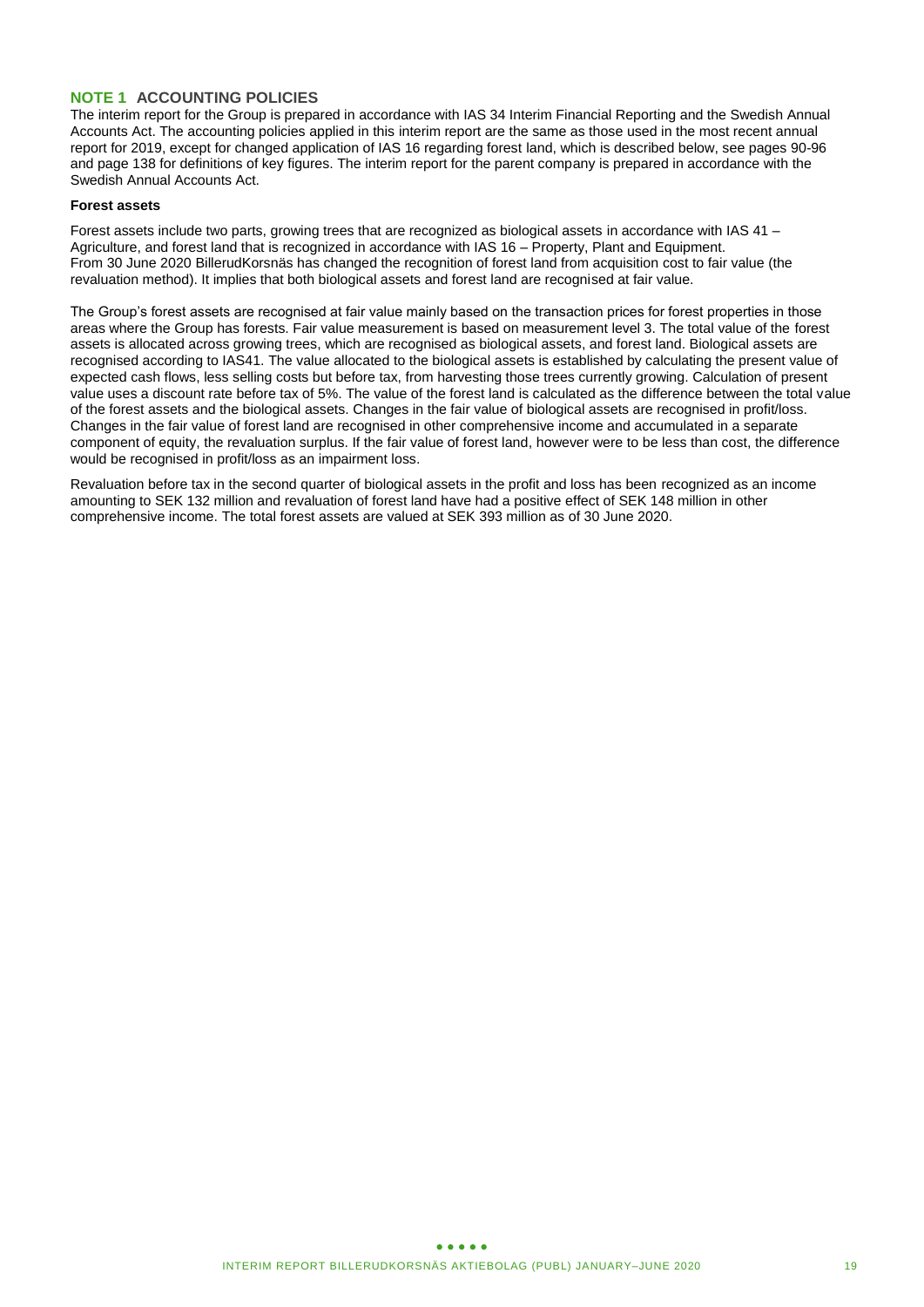## NOTE 1 ACCOUNTING POLICIES

The interim report for the Group is prepared in accordance with IAS 34 Interim Financial Reporting and the Swedish Annual Accounts Act. The accounting policies applied in this interim report are the same as those used in the most recent annual report for 2019, except for changed application of IAS 16 regarding forest land, which is described below, see pages 90-96 and page 138 for definitions of key figures. The interim report for the parent company is prepared in accordance with the Swedish Annual Accounts Act.

**Forest assets**

Forest assets include two parts, growing trees that are recognized as biological assets in accordance with IAS 41 – Agriculture, and forest land that is recognized in accordance with IAS 16 – Property, Plant and Equipment. From 30 June 2020 BillerudKorsnäs has changed the recognition of forest land from acquisition cost to fair value (the revaluation method). It implies that both biological assets and forest land are recognised at fair value.

The Group's forest assets are recognised at fair value mainly based on the transaction prices for forest properties in those areas where the Group has forests. Fair value measurement is based on measurement level 3. The total value of the forest assets is allocated across growing trees, which are recognised as biological assets, and forest land. Biological assets are recognised according to IAS41. The value allocated to the biological assets is established by calculating the present value of expected cash flows, less selling costs but before tax, from harvesting those trees currently growing. Calculation of present value uses a discount rate before tax of 5%. The value of the forest land is calculated as the difference between the total value of the forest assets and the biological assets. Changes in the fair value of biological assets are recognised in profit/loss. Changes in the fair value of forest land are recognised in other comprehensive income and accumulated in a separate component of equity, the revaluation surplus. If the fair value of forest land, however were to be less than cost, the difference would be recognised in profit/loss as an impairment loss.

Revaluation before tax in the second quarter of biological assets in the profit and loss has been recognized as an income amounting to SEK 132 million and revaluation of forest land have had a positive effect of SEK 148 million in other comprehensive income. The total forest assets are valued at SEK 393 million as of 30 June 2020.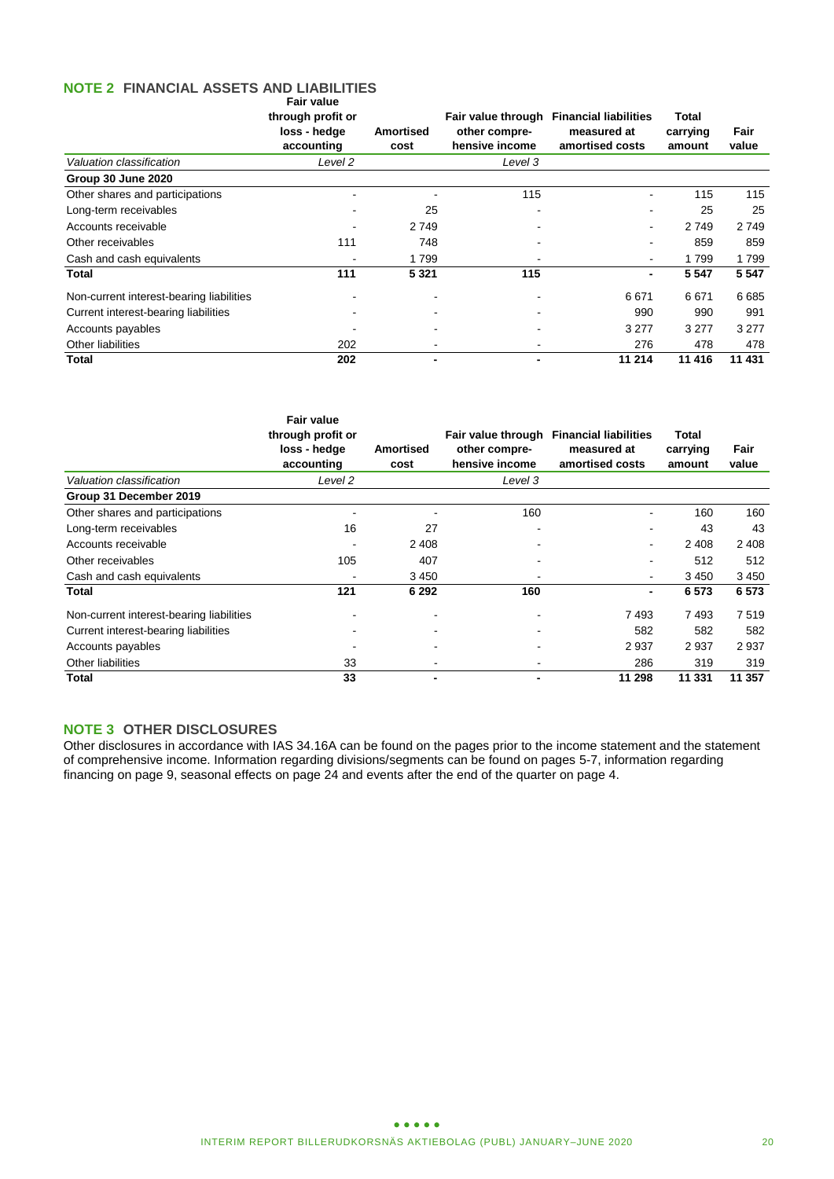## NOTE 2 FINANCIAL ASSETS AND LIABILITIES

| | Fair value through profit or loss - hedge accounting | Amortised cost | Fair value through other compre-hensive income | Financial liabilities measured at amortised costs | Total carrying amount | Fair value |
|---|---|---|---|---|---|---|
| *Valuation classification* | *Level 2* | | *Level 3* | | | |
| **Group 30 June 2020** | | | | | | |
| Other shares and participations | - | - | 115 | - | 115 | 115 |
| Long-term receivables | - | 25 | - | - | 25 | 25 |
| Accounts receivable | - | 2 749 | - | - | 2 749 | 2 749 |
| Other receivables | 111 | 748 | - | - | 859 | 859 |
| Cash and cash equivalents | - | 1 799 | - | - | 1 799 | 1 799 |
| **Total** | **111** | **5 321** | **115** | **-** | **5 547** | **5 547** |
| Non-current interest-bearing liabilities | - | - | - | 6 671 | 6 671 | 6 685 |
| Current interest-bearing liabilities | - | - | - | 990 | 990 | 991 |
| Accounts payables | - | - | - | 3 277 | 3 277 | 3 277 |
| Other liabilities | 202 | - | - | 276 | 478 | 478 |
| **Total** | **202** | **-** | **-** | **11 214** | **11 416** | **11 431** |

| | Fair value through profit or loss - hedge accounting | Amortised cost | Fair value through other compre-hensive income | Financial liabilities measured at amortised costs | Total carrying amount | Fair value |
|---|---|---|---|---|---|---|
| *Valuation classification* | *Level 2* | | *Level 3* | | | |
| **Group 31 December 2019** | | | | | | |
| Other shares and participations | - | - | 160 | - | 160 | 160 |
| Long-term receivables | 16 | 27 | - | - | 43 | 43 |
| Accounts receivable | - | 2 408 | - | - | 2 408 | 2 408 |
| Other receivables | 105 | 407 | - | - | 512 | 512 |
| Cash and cash equivalents | - | 3 450 | - | - | 3 450 | 3 450 |
| **Total** | **121** | **6 292** | **160** | **-** | **6 573** | **6 573** |
| Non-current interest-bearing liabilities | - | - | - | 7 493 | 7 493 | 7 519 |
| Current interest-bearing liabilities | - | - | - | 582 | 582 | 582 |
| Accounts payables | - | - | - | 2 937 | 2 937 | 2 937 |
| Other liabilities | 33 | - | - | 286 | 319 | 319 |
| **Total** | **33** | **-** | **-** | **11 298** | **11 331** | **11 357** |

## NOTE 3 OTHER DISCLOSURES

Other disclosures in accordance with IAS 34.16A can be found on the pages prior to the income statement and the statement of comprehensive income. Information regarding divisions/segments can be found on pages 5-7, information regarding financing on page 9, seasonal effects on page 24 and events after the end of the quarter on page 4.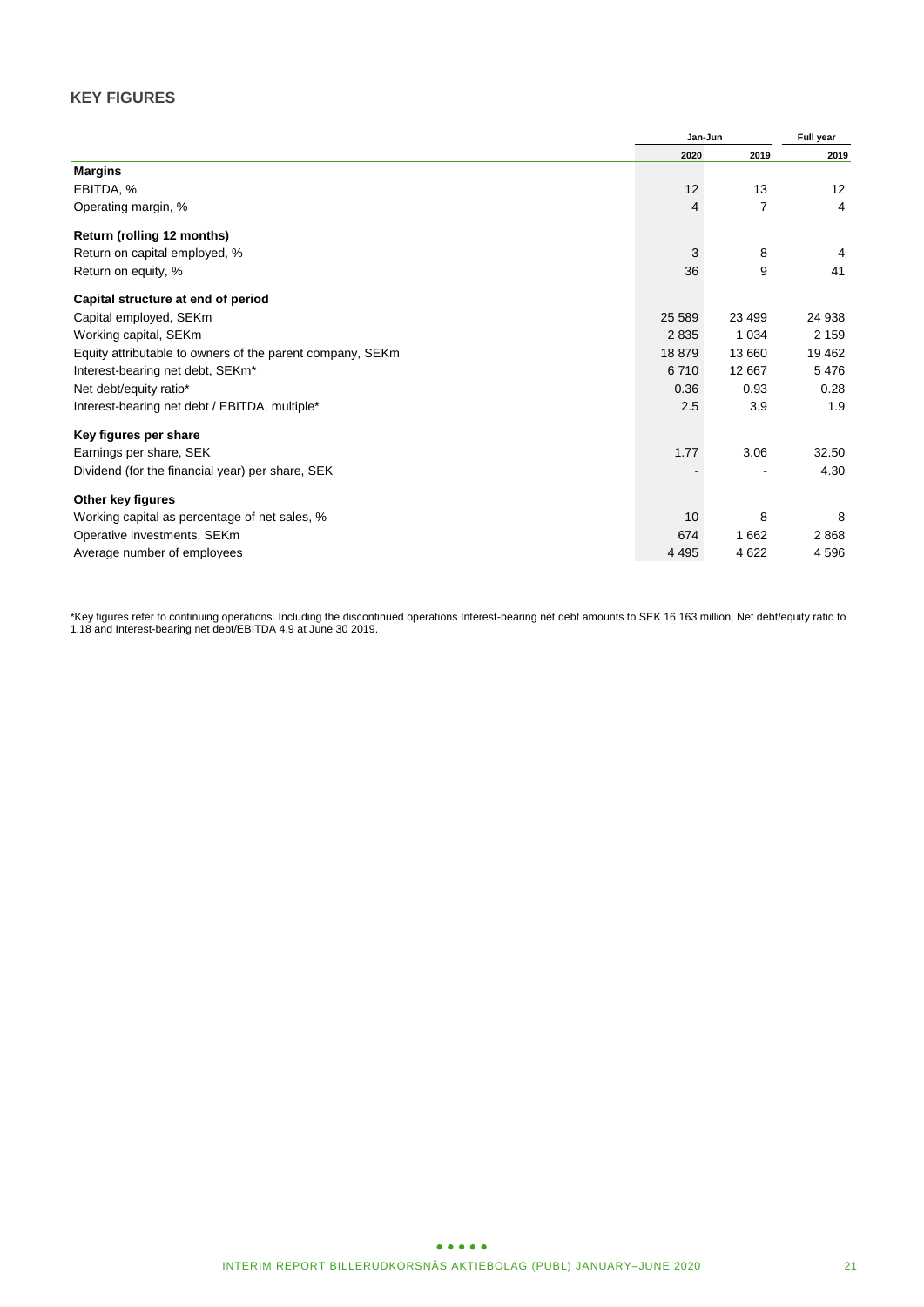## KEY FIGURES

| | Jan-Jun | | Full year |
|---|---|---|---|
| | 2020 | 2019 | 2019 |
| **Margins** | | | |
| EBITDA, % | 12 | 13 | 12 |
| Operating margin, % | 4 | 7 | 4 |
| **Return (rolling 12 months)** | | | |
| Return on capital employed, % | 3 | 8 | 4 |
| Return on equity, % | 36 | 9 | 41 |
| **Capital structure at end of period** | | | |
| Capital employed, SEKm | 25 589 | 23 499 | 24 938 |
| Working capital, SEKm | 2 835 | 1 034 | 2 159 |
| Equity attributable to owners of the parent company, SEKm | 18 879 | 13 660 | 19 462 |
| Interest-bearing net debt, SEKm* | 6 710 | 12 667 | 5 476 |
| Net debt/equity ratio* | 0.36 | 0.93 | 0.28 |
| Interest-bearing net debt / EBITDA, multiple* | 2.5 | 3.9 | 1.9 |
| **Key figures per share** | | | |
| Earnings per share, SEK | 1.77 | 3.06 | 32.50 |
| Dividend (for the financial year) per share, SEK | - | - | 4.30 |
| **Other key figures** | | | |
| Working capital as percentage of net sales, % | 10 | 8 | 8 |
| Operative investments, SEKm | 674 | 1 662 | 2 868 |
| Average number of employees | 4 495 | 4 622 | 4 596 |

*Key figures refer to continuing operations. Including the discontinued operations Interest-bearing net debt amounts to SEK 16 163 million, Net debt/equity ratio to 1.18 and Interest-bearing net debt/EBITDA 4.9 at June 30 2019.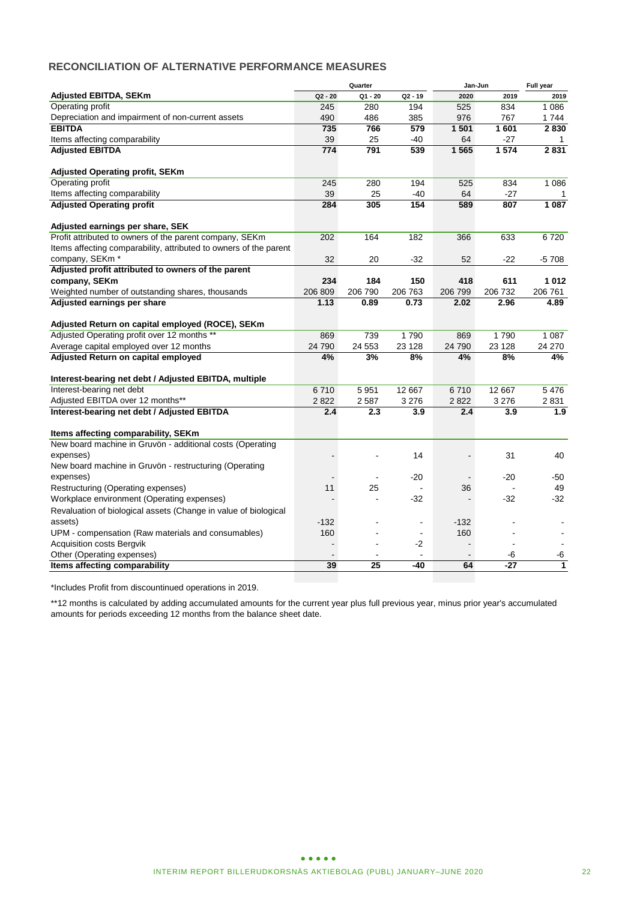## RECONCILIATION OF ALTERNATIVE PERFORMANCE MEASURES

| | Quarter | | | Jan-Jun | | Full year |
|---|---|---|---|---|---|---|
| **Adjusted EBITDA, SEKm** | **Q2 - 20** | **Q1 - 20** | **Q2 - 19** | **2020** | **2019** | **2019** |
| Operating profit | 245 | 280 | 194 | 525 | 834 | 1 086 |
| Depreciation and impairment of non-current assets | 490 | 486 | 385 | 976 | 767 | 1 744 |
| **EBITDA** | **735** | **766** | **579** | **1 501** | **1 601** | **2 830** |
| Items affecting comparability | 39 | 25 | -40 | 64 | -27 | 1 |
| **Adjusted EBITDA** | **774** | **791** | **539** | **1 565** | **1 574** | **2 831** |
| | | | | | | |
| **Adjusted Operating profit, SEKm** | | | | | | |
| Operating profit | 245 | 280 | 194 | 525 | 834 | 1 086 |
| Items affecting comparability | 39 | 25 | -40 | 64 | -27 | 1 |
| **Adjusted Operating profit** | **284** | **305** | **154** | **589** | **807** | **1 087** |
| | | | | | | |
| **Adjusted earnings per share, SEK** | | | | | | |
| Profit attributed to owners of the parent company, SEKm | 202 | 164 | 182 | 366 | 633 | 6 720 |
| Items affecting comparability, attributed to owners of the parent company, SEKm * | 32 | 20 | -32 | 52 | -22 | -5 708 |
| **Adjusted profit attributed to owners of the parent company, SEKm** | **234** | **184** | **150** | **418** | **611** | **1 012** |
| Weighted number of outstanding shares, thousands | 206 809 | 206 790 | 206 763 | 206 799 | 206 732 | 206 761 |
| **Adjusted earnings per share** | **1.13** | **0.89** | **0.73** | **2.02** | **2.96** | **4.89** |
| | | | | | | |
| **Adjusted Return on capital employed (ROCE), SEKm** | | | | | | |
| Adjusted Operating profit over 12 months ** | 869 | 739 | 1 790 | 869 | 1 790 | 1 087 |
| Average capital employed over 12 months | 24 790 | 24 553 | 23 128 | 24 790 | 23 128 | 24 270 |
| **Adjusted Return on capital employed** | **4%** | **3%** | **8%** | **4%** | **8%** | **4%** |
| | | | | | | |
| **Interest-bearing net debt / Adjusted EBITDA, multiple** | | | | | | |
| Interest-bearing net debt | 6 710 | 5 951 | 12 667 | 6 710 | 12 667 | 5 476 |
| Adjusted EBITDA over 12 months** | 2 822 | 2 587 | 3 276 | 2 822 | 3 276 | 2 831 |
| **Interest-bearing net debt / Adjusted EBITDA** | **2.4** | **2.3** | **3.9** | **2.4** | **3.9** | **1.9** |
| | | | | | | |
| **Items affecting comparability, SEKm** | | | | | | |
| New board machine in Gruvön - additional costs (Operating expenses) | - | - | 14 | - | 31 | 40 |
| New board machine in Gruvön - restructuring (Operating expenses) | - | - | -20 | - | -20 | -50 |
| Restructuring (Operating expenses) | 11 | 25 | - | 36 | - | 49 |
| Workplace environment (Operating expenses) | - | - | -32 | - | -32 | -32 |
| Revaluation of biological assets (Change in value of biological assets) | -132 | - | - | -132 | - | - |
| UPM - compensation (Raw materials and consumables) | 160 | - | - | 160 | - | - |
| Acquisition costs Bergvik | - | - | -2 | - | - | - |
| Other (Operating expenses) | - | - | - | - | -6 | -6 |
| **Items affecting comparability** | **39** | **25** | **-40** | **64** | **-27** | **1** |

*Includes Profit from discountinued operations in 2019.

**12 months is calculated by adding accumulated amounts for the current year plus full previous year, minus prior year's accumulated amounts for periods exceeding 12 months from the balance sheet date.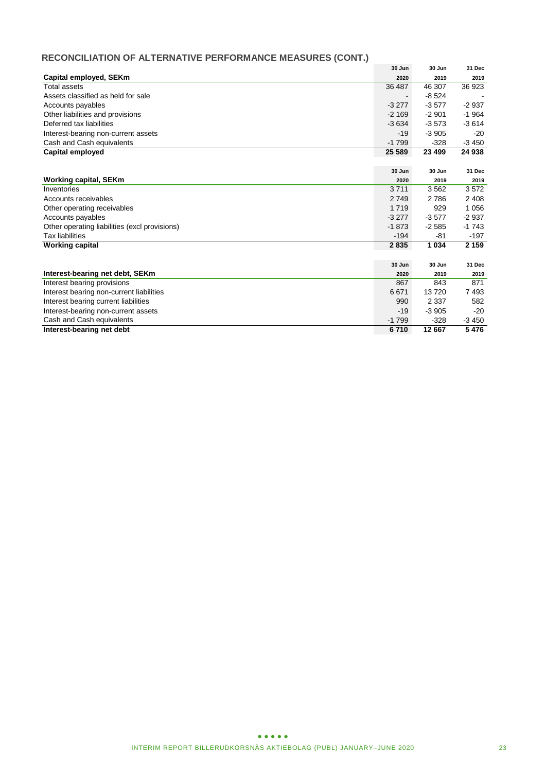## RECONCILIATION OF ALTERNATIVE PERFORMANCE MEASURES (CONT.)

| Capital employed, SEKm | 30 Jun 2020 | 30 Jun 2019 | 31 Dec 2019 |
|---|---|---|---|
| Total assets | 36 487 | 46 307 | 36 923 |
| Assets classified as held for sale | - | -8 524 | - |
| Accounts payables | -3 277 | -3 577 | -2 937 |
| Other liabilities and provisions | -2 169 | -2 901 | -1 964 |
| Deferred tax liabilities | -3 634 | -3 573 | -3 614 |
| Interest-bearing non-current assets | -19 | -3 905 | -20 |
| Cash and Cash equivalents | -1 799 | -328 | -3 450 |
| **Capital employed** | **25 589** | **23 499** | **24 938** |

| Working capital, SEKm | 30 Jun 2020 | 30 Jun 2019 | 31 Dec 2019 |
|---|---|---|---|
| Inventories | 3 711 | 3 562 | 3 572 |
| Accounts receivables | 2 749 | 2 786 | 2 408 |
| Other operating receivables | 1 719 | 929 | 1 056 |
| Accounts payables | -3 277 | -3 577 | -2 937 |
| Other operating liabilities (excl provisions) | -1 873 | -2 585 | -1 743 |
| Tax liabilities | -194 | -81 | -197 |
| **Working capital** | **2 835** | **1 034** | **2 159** |

| Interest-bearing net debt, SEKm | 30 Jun 2020 | 30 Jun 2019 | 31 Dec 2019 |
|---|---|---|---|
| Interest bearing provisions | 867 | 843 | 871 |
| Interest bearing non-current liabilities | 6 671 | 13 720 | 7 493 |
| Interest bearing current liabilities | 990 | 2 337 | 582 |
| Interest-bearing non-current assets | -19 | -3 905 | -20 |
| Cash and Cash equivalents | -1 799 | -328 | -3 450 |
| **Interest-bearing net debt** | **6 710** | **12 667** | **5 476** |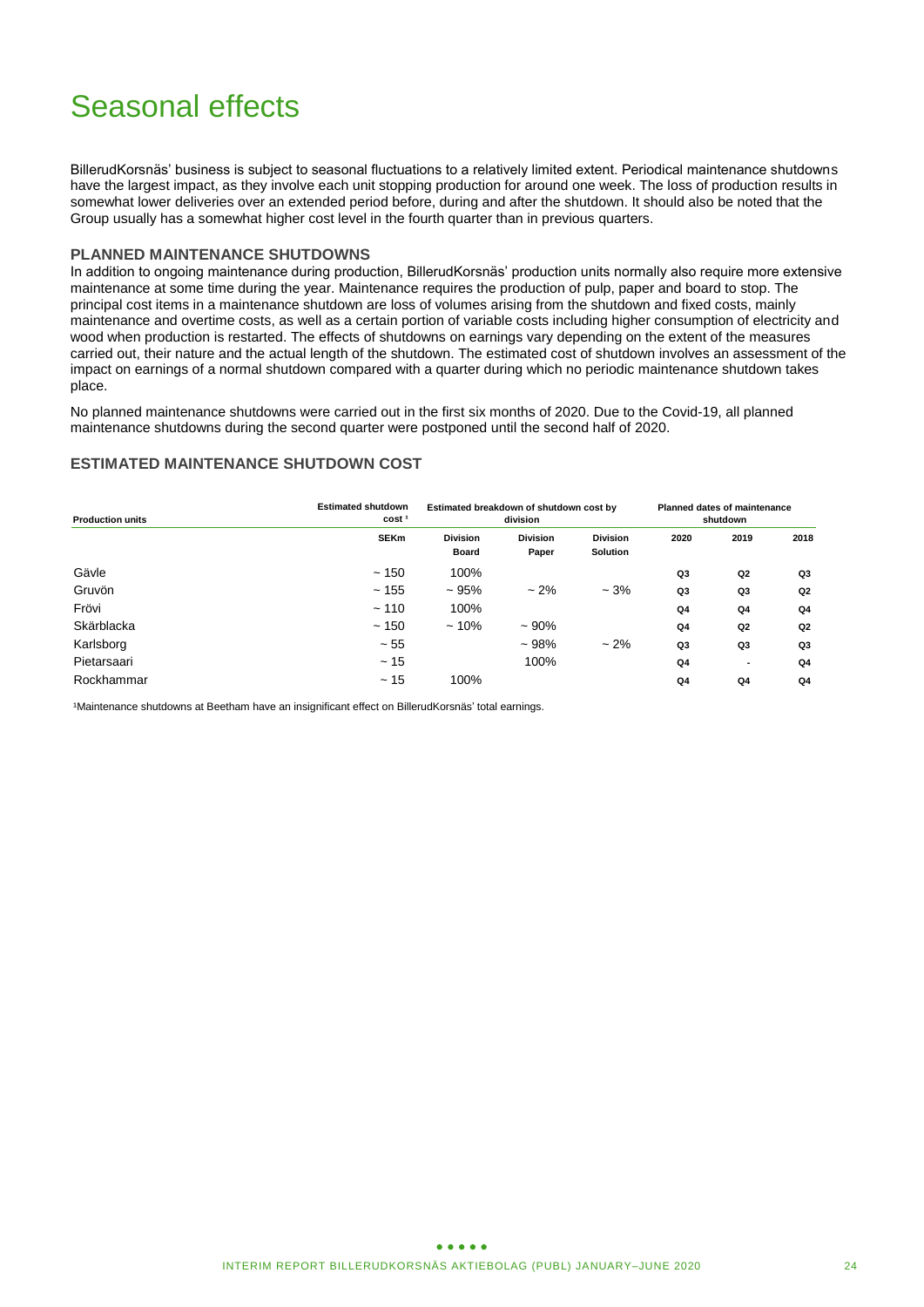# Seasonal effects

BillerudKorsnäs' business is subject to seasonal fluctuations to a relatively limited extent. Periodical maintenance shutdowns have the largest impact, as they involve each unit stopping production for around one week. The loss of production results in somewhat lower deliveries over an extended period before, during and after the shutdown. It should also be noted that the Group usually has a somewhat higher cost level in the fourth quarter than in previous quarters.

### PLANNED MAINTENANCE SHUTDOWNS

In addition to ongoing maintenance during production, BillerudKorsnäs' production units normally also require more extensive maintenance at some time during the year. Maintenance requires the production of pulp, paper and board to stop. The principal cost items in a maintenance shutdown are loss of volumes arising from the shutdown and fixed costs, mainly maintenance and overtime costs, as well as a certain portion of variable costs including higher consumption of electricity and wood when production is restarted. The effects of shutdowns on earnings vary depending on the extent of the measures carried out, their nature and the actual length of the shutdown. The estimated cost of shutdown involves an assessment of the impact on earnings of a normal shutdown compared with a quarter during which no periodic maintenance shutdown takes place.

No planned maintenance shutdowns were carried out in the first six months of 2020. Due to the Covid-19, all planned maintenance shutdowns during the second quarter were postponed until the second half of 2020.

### ESTIMATED MAINTENANCE SHUTDOWN COST

| Production units | Estimated shutdown cost [1] | Estimated breakdown of shutdown cost by division | | | Planned dates of maintenance shutdown | | |
|---|---|---|---|---|---|---|---|
| | SEKm | Division Board | Division Paper | Division Solution | 2020 | 2019 | 2018 |
| Gävle | ~ 150 | 100% | | | Q3 | Q2 | Q3 |
| Gruvön | ~ 155 | ~ 95% | ~ 2% | ~ 3% | Q3 | Q3 | Q2 |
| Frövi | ~ 110 | 100% | | | Q4 | Q4 | Q4 |
| Skärblacka | ~ 150 | ~ 10% | ~ 90% | | Q4 | Q2 | Q2 |
| Karlsborg | ~ 55 | | ~ 98% | ~ 2% | Q3 | Q3 | Q3 |
| Pietarsaari | ~ 15 | | 100% | | Q4 | - | Q4 |
| Rockhammar | ~ 15 | 100% | | | Q4 | Q4 | Q4 |

[1]Maintenance shutdowns at Beetham have an insignificant effect on BillerudKorsnäs' total earnings.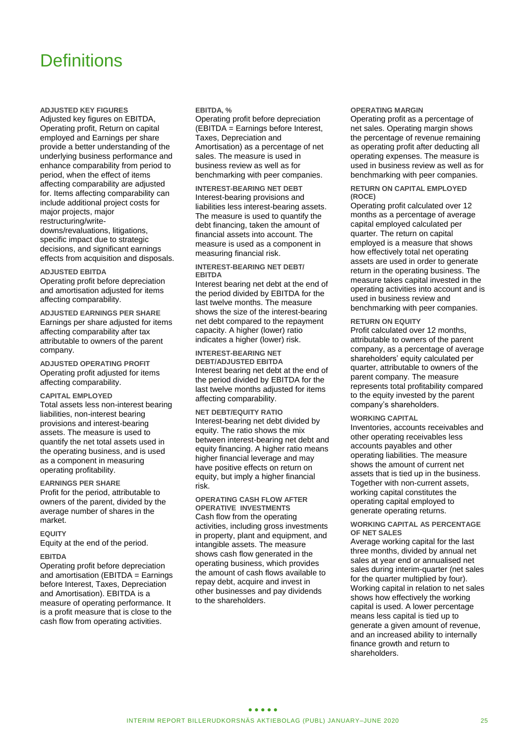# Definitions

### ADJUSTED KEY FIGURES

Adjusted key figures on EBITDA, Operating profit, Return on capital employed and Earnings per share provide a better understanding of the underlying business performance and enhance comparability from period to period, when the effect of items affecting comparability are adjusted for. Items affecting comparability can include additional project costs for major projects, major restructuring/write-downs/revaluations, litigations, specific impact due to strategic decisions, and significant earnings effects from acquisition and disposals.

### ADJUSTED EBITDA

Operating profit before depreciation and amortisation adjusted for items affecting comparability.

### ADJUSTED EARNINGS PER SHARE

Earnings per share adjusted for items affecting comparability after tax attributable to owners of the parent company.

### ADJUSTED OPERATING PROFIT

Operating profit adjusted for items affecting comparability.

### CAPITAL EMPLOYED

Total assets less non-interest bearing liabilities, non-interest bearing provisions and interest-bearing assets. The measure is used to quantify the net total assets used in the operating business, and is used as a component in measuring operating profitability.

### EARNINGS PER SHARE

Profit for the period, attributable to owners of the parent, divided by the average number of shares in the market.

### EQUITY

Equity at the end of the period.

### EBITDA

Operating profit before depreciation and amortisation (EBITDA = Earnings before Interest, Taxes, Depreciation and Amortisation). EBITDA is a measure of operating performance. It is a profit measure that is close to the cash flow from operating activities.

### EBITDA, %

Operating profit before depreciation (EBITDA = Earnings before Interest, Taxes, Depreciation and Amortisation) as a percentage of net sales. The measure is used in business review as well as for benchmarking with peer companies.

### INTEREST-BEARING NET DEBT

Interest-bearing provisions and liabilities less interest-bearing assets. The measure is used to quantify the debt financing, taken the amount of financial assets into account. The measure is used as a component in measuring financial risk.

### INTEREST-BEARING NET DEBT/ EBITDA

Interest bearing net debt at the end of the period divided by EBITDA for the last twelve months. The measure shows the size of the interest-bearing net debt compared to the repayment capacity. A higher (lower) ratio indicates a higher (lower) risk.

### INTEREST-BEARING NET DEBT/ADJUSTED EBITDA

Interest bearing net debt at the end of the period divided by EBITDA for the last twelve months adjusted for items affecting comparability.

### NET DEBT/EQUITY RATIO

Interest-bearing net debt divided by equity. The ratio shows the mix between interest-bearing net debt and equity financing. A higher ratio means higher financial leverage and may have positive effects on return on equity, but imply a higher financial risk.

### OPERATING CASH FLOW AFTER OPERATIVE INVESTMENTS

Cash flow from the operating activities, including gross investments in property, plant and equipment, and intangible assets. The measure shows cash flow generated in the operating business, which provides the amount of cash flows available to repay debt, acquire and invest in other businesses and pay dividends to the shareholders.

### OPERATING MARGIN

Operating profit as a percentage of net sales. Operating margin shows the percentage of revenue remaining as operating profit after deducting all operating expenses. The measure is used in business review as well as for benchmarking with peer companies.

### RETURN ON CAPITAL EMPLOYED (ROCE)

Operating profit calculated over 12 months as a percentage of average capital employed calculated per quarter. The return on capital employed is a measure that shows how effectively total net operating assets are used in order to generate return in the operating business. The measure takes capital invested in the operating activities into account and is used in business review and benchmarking with peer companies.

### RETURN ON EQUITY

Profit calculated over 12 months, attributable to owners of the parent company, as a percentage of average shareholders' equity calculated per quarter, attributable to owners of the parent company. The measure represents total profitability compared to the equity invested by the parent company's shareholders.

### WORKING CAPITAL

Inventories, accounts receivables and other operating receivables less accounts payables and other operating liabilities. The measure shows the amount of current net assets that is tied up in the business. Together with non-current assets, working capital constitutes the operating capital employed to generate operating returns.

### WORKING CAPITAL AS PERCENTAGE OF NET SALES

Average working capital for the last three months, divided by annual net sales at year end or annualised net sales during interim-quarter (net sales for the quarter multiplied by four). Working capital in relation to net sales shows how effectively the working capital is used. A lower percentage means less capital is tied up to generate a given amount of revenue, and an increased ability to internally finance growth and return to shareholders.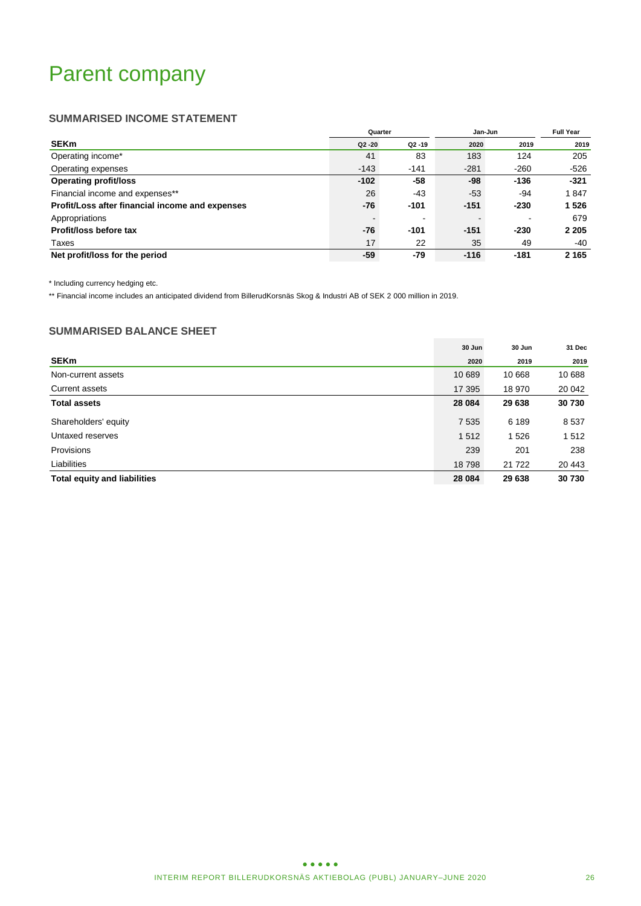# Parent company

### SUMMARISED INCOME STATEMENT

| | Quarter | | Jan-Jun | | Full Year |
|---|---|---|---|---|---|
| **SEKm** | Q2 -20 | Q2 -19 | 2020 | 2019 | 2019 |
| Operating income* | 41 | 83 | 183 | 124 | 205 |
| Operating expenses | -143 | -141 | -281 | -260 | -526 |
| **Operating profit/loss** | **-102** | **-58** | **-98** | **-136** | **-321** |
| Financial income and expenses** | 26 | -43 | -53 | -94 | 1 847 |
| **Profit/Loss after financial income and expenses** | **-76** | **-101** | **-151** | **-230** | **1 526** |
| Appropriations | - | - | - | - | 679 |
| **Profit/loss before tax** | **-76** | **-101** | **-151** | **-230** | **2 205** |
| Taxes | 17 | 22 | 35 | 49 | -40 |
| **Net profit/loss for the period** | **-59** | **-79** | **-116** | **-181** | **2 165** |

* Including currency hedging etc.

** Financial income includes an anticipated dividend from BillerudKorsnäs Skog & Industri AB of SEK 2 000 million in 2019.

### SUMMARISED BALANCE SHEET

| | 30 Jun | 30 Jun | 31 Dec |
|---|---|---|---|
| **SEKm** | 2020 | 2019 | 2019 |
| Non-current assets | 10 689 | 10 668 | 10 688 |
| Current assets | 17 395 | 18 970 | 20 042 |
| **Total assets** | **28 084** | **29 638** | **30 730** |
| Shareholders' equity | 7 535 | 6 189 | 8 537 |
| Untaxed reserves | 1 512 | 1 526 | 1 512 |
| Provisions | 239 | 201 | 238 |
| Liabilities | 18 798 | 21 722 | 20 443 |
| **Total equity and liabilities** | **28 084** | **29 638** | **30 730** |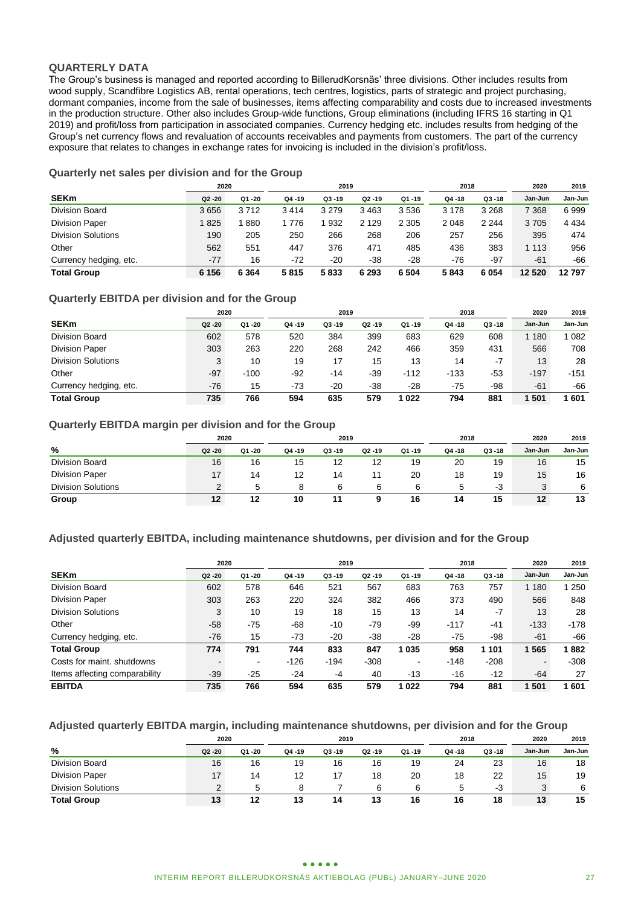## QUARTERLY DATA

The Group's business is managed and reported according to BillerudKorsnäs' three divisions. Other includes results from wood supply, Scandfibre Logistics AB, rental operations, tech centres, logistics, parts of strategic and project purchasing, dormant companies, income from the sale of businesses, items affecting comparability and costs due to increased investments in the production structure. Other also includes Group-wide functions, Group eliminations (including IFRS 16 starting in Q1 2019) and profit/loss from participation in associated companies. Currency hedging etc. includes results from hedging of the Group's net currency flows and revaluation of accounts receivables and payments from customers. The part of the currency exposure that relates to changes in exchange rates for invoicing is included in the division's profit/loss.

### Quarterly net sales per division and for the Group

| | 2020 | | 2019 | | | | 2018 | | 2020 | 2019 |
|---|---|---|---|---|---|---|---|---|---|---|
| **SEKm** | Q2 -20 | Q1 -20 | Q4 -19 | Q3 -19 | Q2 -19 | Q1 -19 | Q4 -18 | Q3 -18 | Jan-Jun | Jan-Jun |
| Division Board | 3 656 | 3 712 | 3 414 | 3 279 | 3 463 | 3 536 | 3 178 | 3 268 | 7 368 | 6 999 |
| Division Paper | 1 825 | 1 880 | 1 776 | 1 932 | 2 129 | 2 305 | 2 048 | 2 244 | 3 705 | 4 434 |
| Division Solutions | 190 | 205 | 250 | 266 | 268 | 206 | 257 | 256 | 395 | 474 |
| Other | 562 | 551 | 447 | 376 | 471 | 485 | 436 | 383 | 1 113 | 956 |
| Currency hedging, etc. | -77 | 16 | -72 | -20 | -38 | -28 | -76 | -97 | -61 | -66 |
| **Total Group** | **6 156** | **6 364** | **5 815** | **5 833** | **6 293** | **6 504** | **5 843** | **6 054** | **12 520** | **12 797** |

### Quarterly EBITDA per division and for the Group

| | 2020 | | 2019 | | | | 2018 | | 2020 | 2019 |
|---|---|---|---|---|---|---|---|---|---|---|
| **SEKm** | Q2 -20 | Q1 -20 | Q4 -19 | Q3 -19 | Q2 -19 | Q1 -19 | Q4 -18 | Q3 -18 | Jan-Jun | Jan-Jun |
| Division Board | 602 | 578 | 520 | 384 | 399 | 683 | 629 | 608 | 1 180 | 1 082 |
| Division Paper | 303 | 263 | 220 | 268 | 242 | 466 | 359 | 431 | 566 | 708 |
| Division Solutions | 3 | 10 | 19 | 17 | 15 | 13 | 14 | -7 | 13 | 28 |
| Other | -97 | -100 | -92 | -14 | -39 | -112 | -133 | -53 | -197 | -151 |
| Currency hedging, etc. | -76 | 15 | -73 | -20 | -38 | -28 | -75 | -98 | -61 | -66 |
| **Total Group** | **735** | **766** | **594** | **635** | **579** | **1 022** | **794** | **881** | **1 501** | **1 601** |

### Quarterly EBITDA margin per division and for the Group

| | 2020 | | 2019 | | | | 2018 | | 2020 | 2019 |
|---|---|---|---|---|---|---|---|---|---|---|
| **%** | Q2 -20 | Q1 -20 | Q4 -19 | Q3 -19 | Q2 -19 | Q1 -19 | Q4 -18 | Q3 -18 | Jan-Jun | Jan-Jun |
| Division Board | 16 | 16 | 15 | 12 | 12 | 19 | 20 | 19 | 16 | 15 |
| Division Paper | 17 | 14 | 12 | 14 | 11 | 20 | 18 | 19 | 15 | 16 |
| Division Solutions | 2 | 5 | 8 | 6 | 6 | 6 | 5 | -3 | 3 | 6 |
| **Group** | **12** | **12** | **10** | **11** | **9** | **16** | **14** | **15** | **12** | **13** |

### Adjusted quarterly EBITDA, including maintenance shutdowns, per division and for the Group

| | 2020 | | 2019 | | | | 2018 | | 2020 | 2019 |
|---|---|---|---|---|---|---|---|---|---|---|
| **SEKm** | Q2 -20 | Q1 -20 | Q4 -19 | Q3 -19 | Q2 -19 | Q1 -19 | Q4 -18 | Q3 -18 | Jan-Jun | Jan-Jun |
| Division Board | 602 | 578 | 646 | 521 | 567 | 683 | 763 | 757 | 1 180 | 1 250 |
| Division Paper | 303 | 263 | 220 | 324 | 382 | 466 | 373 | 490 | 566 | 848 |
| Division Solutions | 3 | 10 | 19 | 18 | 15 | 13 | 14 | -7 | 13 | 28 |
| Other | -58 | -75 | -68 | -10 | -79 | -99 | -117 | -41 | -133 | -178 |
| Currency hedging, etc. | -76 | 15 | -73 | -20 | -38 | -28 | -75 | -98 | -61 | -66 |
| **Total Group** | **774** | **791** | **744** | **833** | **847** | **1 035** | **958** | **1 101** | **1 565** | **1 882** |
| Costs for maint. shutdowns | - | - | -126 | -194 | -308 | - | -148 | -208 | - | -308 |
| Items affecting comparability | -39 | -25 | -24 | -4 | 40 | -13 | -16 | -12 | -64 | 27 |
| **EBITDA** | **735** | **766** | **594** | **635** | **579** | **1 022** | **794** | **881** | **1 501** | **1 601** |

### Adjusted quarterly EBITDA margin, including maintenance shutdowns, per division and for the Group

| | 2020 | | 2019 | | | | 2018 | | 2020 | 2019 |
|---|---|---|---|---|---|---|---|---|---|---|
| **%** | Q2 -20 | Q1 -20 | Q4 -19 | Q3 -19 | Q2 -19 | Q1 -19 | Q4 -18 | Q3 -18 | Jan-Jun | Jan-Jun |
| Division Board | 16 | 16 | 19 | 16 | 16 | 19 | 24 | 23 | 16 | 18 |
| Division Paper | 17 | 14 | 12 | 17 | 18 | 20 | 18 | 22 | 15 | 19 |
| Division Solutions | 2 | 5 | 8 | 7 | 6 | 6 | 5 | -3 | 3 | 6 |
| **Total Group** | **13** | **12** | **13** | **14** | **13** | **16** | **16** | **18** | **13** | **15** |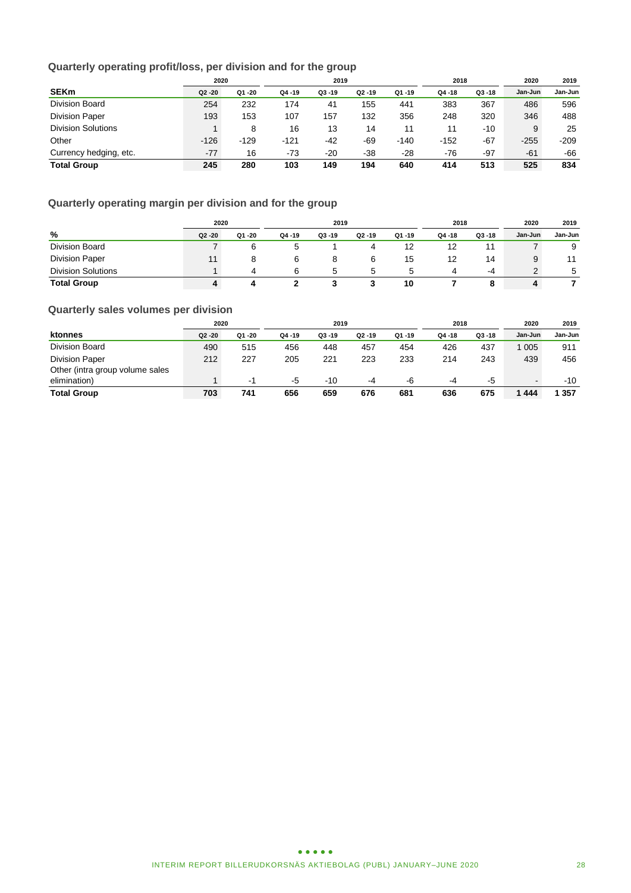## Quarterly operating profit/loss, per division and for the group

| | 2020 | | 2019 | | | | 2018 | | 2020 | 2019 |
|---|---|---|---|---|---|---|---|---|---|---|
| **SEKm** | Q2 -20 | Q1 -20 | Q4 -19 | Q3 -19 | Q2 -19 | Q1 -19 | Q4 -18 | Q3 -18 | Jan-Jun | Jan-Jun |
| Division Board | 254 | 232 | 174 | 41 | 155 | 441 | 383 | 367 | 486 | 596 |
| Division Paper | 193 | 153 | 107 | 157 | 132 | 356 | 248 | 320 | 346 | 488 |
| Division Solutions | 1 | 8 | 16 | 13 | 14 | 11 | 11 | -10 | 9 | 25 |
| Other | -126 | -129 | -121 | -42 | -69 | -140 | -152 | -67 | -255 | -209 |
| Currency hedging, etc. | -77 | 16 | -73 | -20 | -38 | -28 | -76 | -97 | -61 | -66 |
| **Total Group** | **245** | **280** | **103** | **149** | **194** | **640** | **414** | **513** | **525** | **834** |

## Quarterly operating margin per division and for the group

| | 2020 | | 2019 | | | | 2018 | | 2020 | 2019 |
|---|---|---|---|---|---|---|---|---|---|---|
| **%** | Q2 -20 | Q1 -20 | Q4 -19 | Q3 -19 | Q2 -19 | Q1 -19 | Q4 -18 | Q3 -18 | Jan-Jun | Jan-Jun |
| Division Board | 7 | 6 | 5 | 1 | 4 | 12 | 12 | 11 | 7 | 9 |
| Division Paper | 11 | 8 | 6 | 8 | 6 | 15 | 12 | 14 | 9 | 11 |
| Division Solutions | 1 | 4 | 6 | 5 | 5 | 5 | 4 | -4 | 2 | 5 |
| **Total Group** | **4** | **4** | **2** | **3** | **3** | **10** | **7** | **8** | **4** | **7** |

## Quarterly sales volumes per division

| | 2020 | | 2019 | | | | 2018 | | 2020 | 2019 |
|---|---|---|---|---|---|---|---|---|---|---|
| **ktonnes** | Q2 -20 | Q1 -20 | Q4 -19 | Q3 -19 | Q2 -19 | Q1 -19 | Q4 -18 | Q3 -18 | Jan-Jun | Jan-Jun |
| Division Board | 490 | 515 | 456 | 448 | 457 | 454 | 426 | 437 | 1 005 | 911 |
| Division Paper | 212 | 227 | 205 | 221 | 223 | 233 | 214 | 243 | 439 | 456 |
| Other (intra group volume sales elimination) | 1 | -1 | -5 | -10 | -4 | -6 | -4 | -5 | - | -10 |
| **Total Group** | **703** | **741** | **656** | **659** | **676** | **681** | **636** | **675** | **1 444** | **1 357** |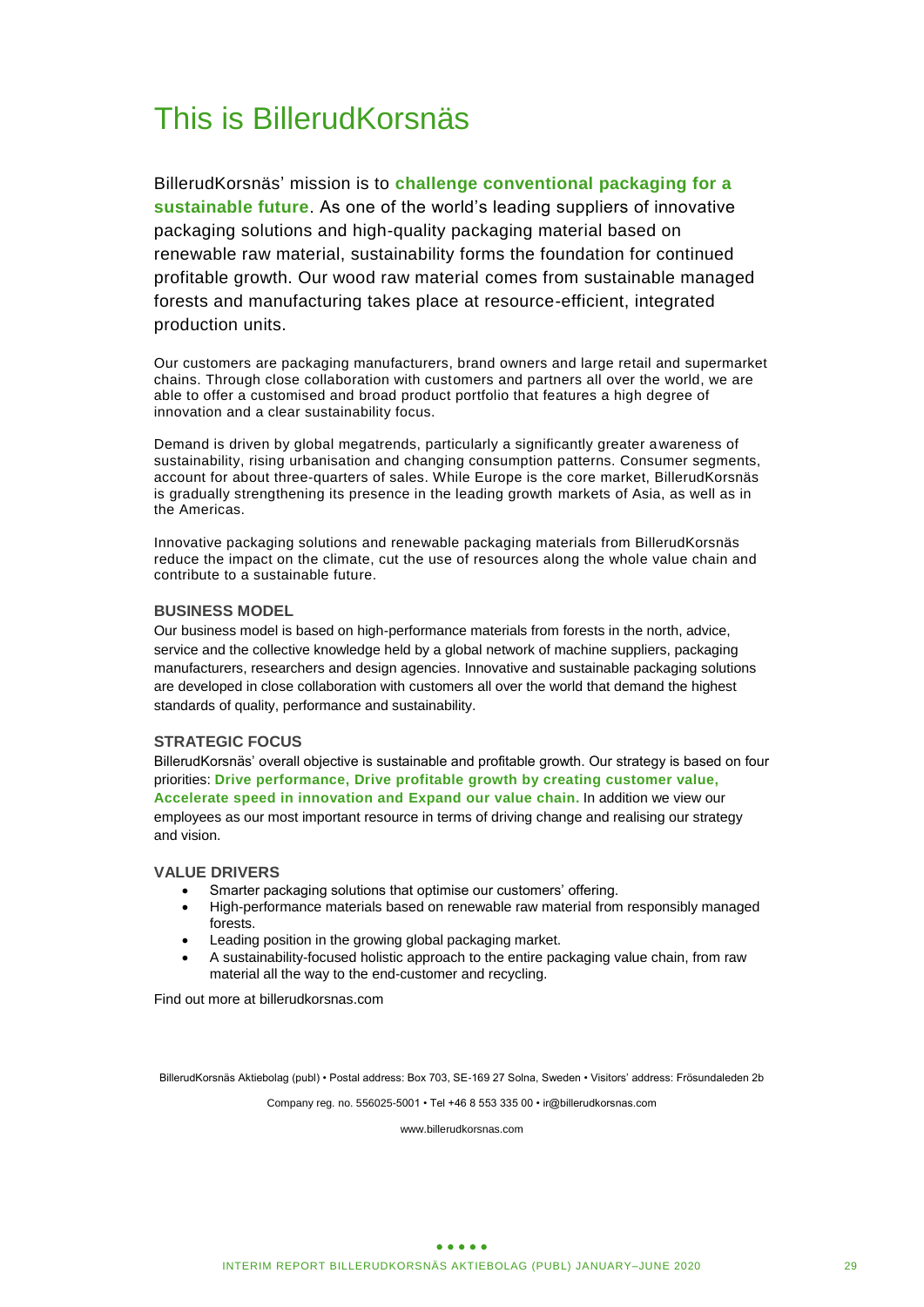# This is BillerudKorsnäs

BillerudKorsnäs' mission is to **challenge conventional packaging for a sustainable future**. As one of the world's leading suppliers of innovative packaging solutions and high-quality packaging material based on renewable raw material, sustainability forms the foundation for continued profitable growth. Our wood raw material comes from sustainable managed forests and manufacturing takes place at resource-efficient, integrated production units.

Our customers are packaging manufacturers, brand owners and large retail and supermarket chains. Through close collaboration with customers and partners all over the world, we are able to offer a customised and broad product portfolio that features a high degree of innovation and a clear sustainability focus.

Demand is driven by global megatrends, particularly a significantly greater awareness of sustainability, rising urbanisation and changing consumption patterns. Consumer segments, account for about three-quarters of sales. While Europe is the core market, BillerudKorsnäs is gradually strengthening its presence in the leading growth markets of Asia, as well as in the Americas.

Innovative packaging solutions and renewable packaging materials from BillerudKorsnäs reduce the impact on the climate, cut the use of resources along the whole value chain and contribute to a sustainable future.

### BUSINESS MODEL

Our business model is based on high-performance materials from forests in the north, advice, service and the collective knowledge held by a global network of machine suppliers, packaging manufacturers, researchers and design agencies. Innovative and sustainable packaging solutions are developed in close collaboration with customers all over the world that demand the highest standards of quality, performance and sustainability.

### STRATEGIC FOCUS

BillerudKorsnäs' overall objective is sustainable and profitable growth. Our strategy is based on four priorities: **Drive performance, Drive profitable growth by creating customer value, Accelerate speed in innovation and Expand our value chain.** In addition we view our employees as our most important resource in terms of driving change and realising our strategy and vision.

### VALUE DRIVERS

- Smarter packaging solutions that optimise our customers' offering.
- High-performance materials based on renewable raw material from responsibly managed forests.
- Leading position in the growing global packaging market.
- A sustainability-focused holistic approach to the entire packaging value chain, from raw material all the way to the end-customer and recycling.

Find out more at billerudkorsnas.com

BillerudKorsnäs Aktiebolag (publ) • Postal address: Box 703, SE-169 27 Solna, Sweden • Visitors' address: Frösundaleden 2b

Company reg. no. 556025-5001 • Tel +46 8 553 335 00 • ir@billerudkorsnas.com

www.billerudkorsnas.com